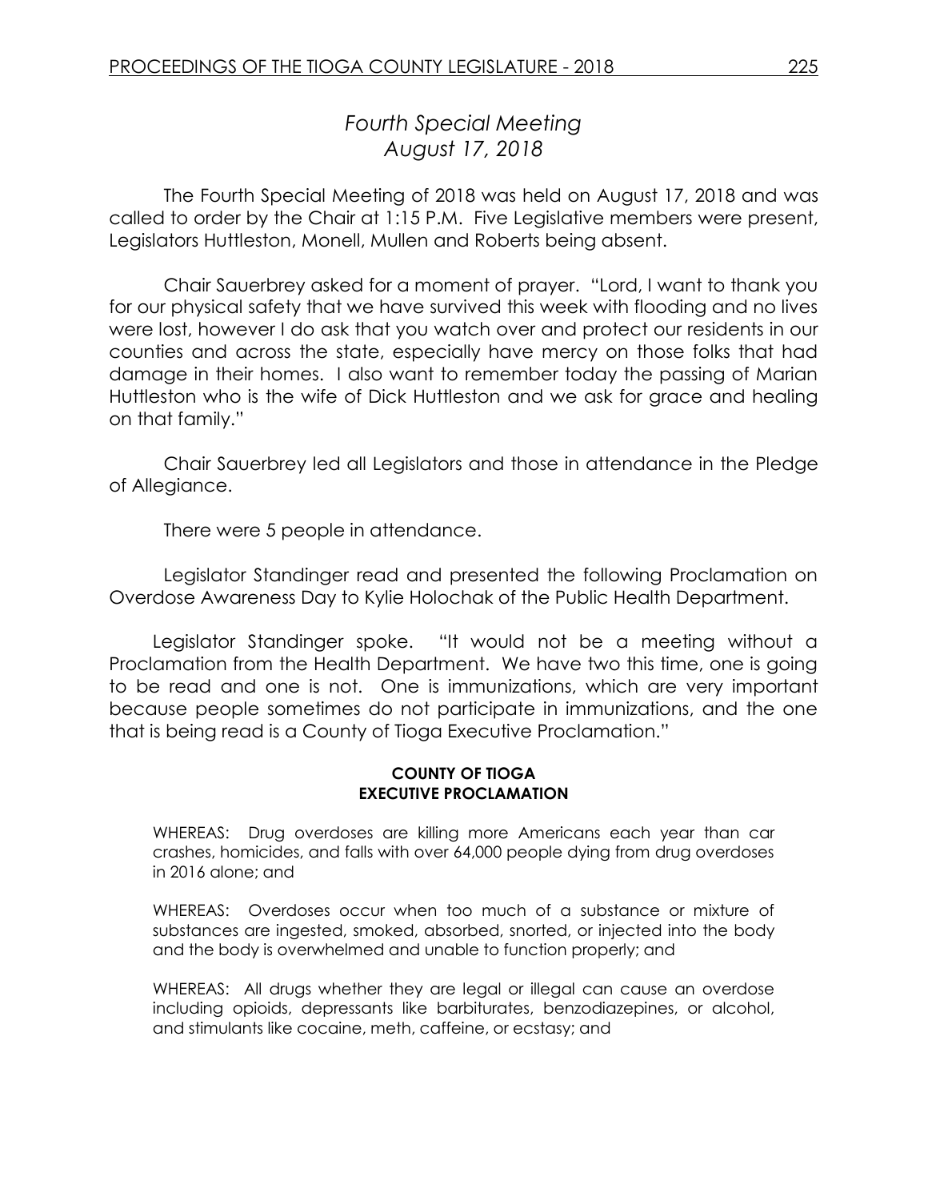# *Fourth Special Meeting*
## *August 17, 2018*

The Fourth Special Meeting of 2018 was held on August 17, 2018 and was called to order by the Chair at 1:15 P.M. Five Legislative members were present, Legislators Huttleston, Monell, Mullen and Roberts being absent.

Chair Sauerbrey asked for a moment of prayer. "Lord, I want to thank you for our physical safety that we have survived this week with flooding and no lives were lost, however I do ask that you watch over and protect our residents in our counties and across the state, especially have mercy on those folks that had damage in their homes. I also want to remember today the passing of Marian Huttleston who is the wife of Dick Huttleston and we ask for grace and healing on that family."

Chair Sauerbrey led all Legislators and those in attendance in the Pledge of Allegiance.

There were 5 people in attendance.

Legislator Standinger read and presented the following Proclamation on Overdose Awareness Day to Kylie Holochak of the Public Health Department.

Legislator Standinger spoke. "It would not be a meeting without a Proclamation from the Health Department. We have two this time, one is going to be read and one is not. One is immunizations, which are very important because people sometimes do not participate in immunizations, and the one that is being read is a County of Tioga Executive Proclamation."

**COUNTY OF TIOGA**
**EXECUTIVE PROCLAMATION**

WHEREAS: Drug overdoses are killing more Americans each year than car crashes, homicides, and falls with over 64,000 people dying from drug overdoses in 2016 alone; and

WHEREAS: Overdoses occur when too much of a substance or mixture of substances are ingested, smoked, absorbed, snorted, or injected into the body and the body is overwhelmed and unable to function properly; and

WHEREAS: All drugs whether they are legal or illegal can cause an overdose including opioids, depressants like barbiturates, benzodiazepines, or alcohol, and stimulants like cocaine, meth, caffeine, or ecstasy; and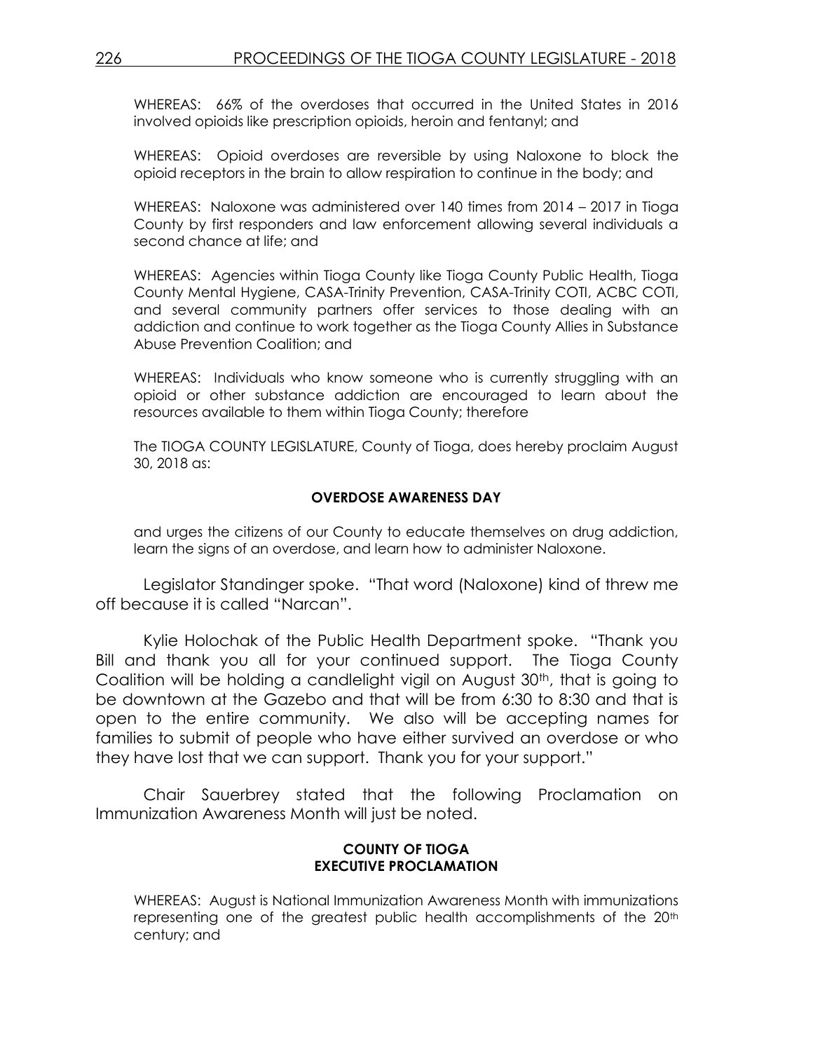WHEREAS: 66% of the overdoses that occurred in the United States in 2016 involved opioids like prescription opioids, heroin and fentanyl; and

WHEREAS: Opioid overdoses are reversible by using Naloxone to block the opioid receptors in the brain to allow respiration to continue in the body; and

WHEREAS: Naloxone was administered over 140 times from 2014 – 2017 in Tioga County by first responders and law enforcement allowing several individuals a second chance at life; and

WHEREAS: Agencies within Tioga County like Tioga County Public Health, Tioga County Mental Hygiene, CASA-Trinity Prevention, CASA-Trinity COTI, ACBC COTI, and several community partners offer services to those dealing with an addiction and continue to work together as the Tioga County Allies in Substance Abuse Prevention Coalition; and

WHEREAS: Individuals who know someone who is currently struggling with an opioid or other substance addiction are encouraged to learn about the resources available to them within Tioga County; therefore

The TIOGA COUNTY LEGISLATURE, County of Tioga, does hereby proclaim August 30, 2018 as:

**OVERDOSE AWARENESS DAY**

and urges the citizens of our County to educate themselves on drug addiction, learn the signs of an overdose, and learn how to administer Naloxone.

Legislator Standinger spoke. "That word (Naloxone) kind of threw me off because it is called "Narcan".

Kylie Holochak of the Public Health Department spoke. "Thank you Bill and thank you all for your continued support. The Tioga County Coalition will be holding a candlelight vigil on August 30th, that is going to be downtown at the Gazebo and that will be from 6:30 to 8:30 and that is open to the entire community. We also will be accepting names for families to submit of people who have either survived an overdose or who they have lost that we can support. Thank you for your support."

Chair Sauerbrey stated that the following Proclamation on Immunization Awareness Month will just be noted.

**COUNTY OF TIOGA**
**EXECUTIVE PROCLAMATION**

WHEREAS: August is National Immunization Awareness Month with immunizations representing one of the greatest public health accomplishments of the 20th century; and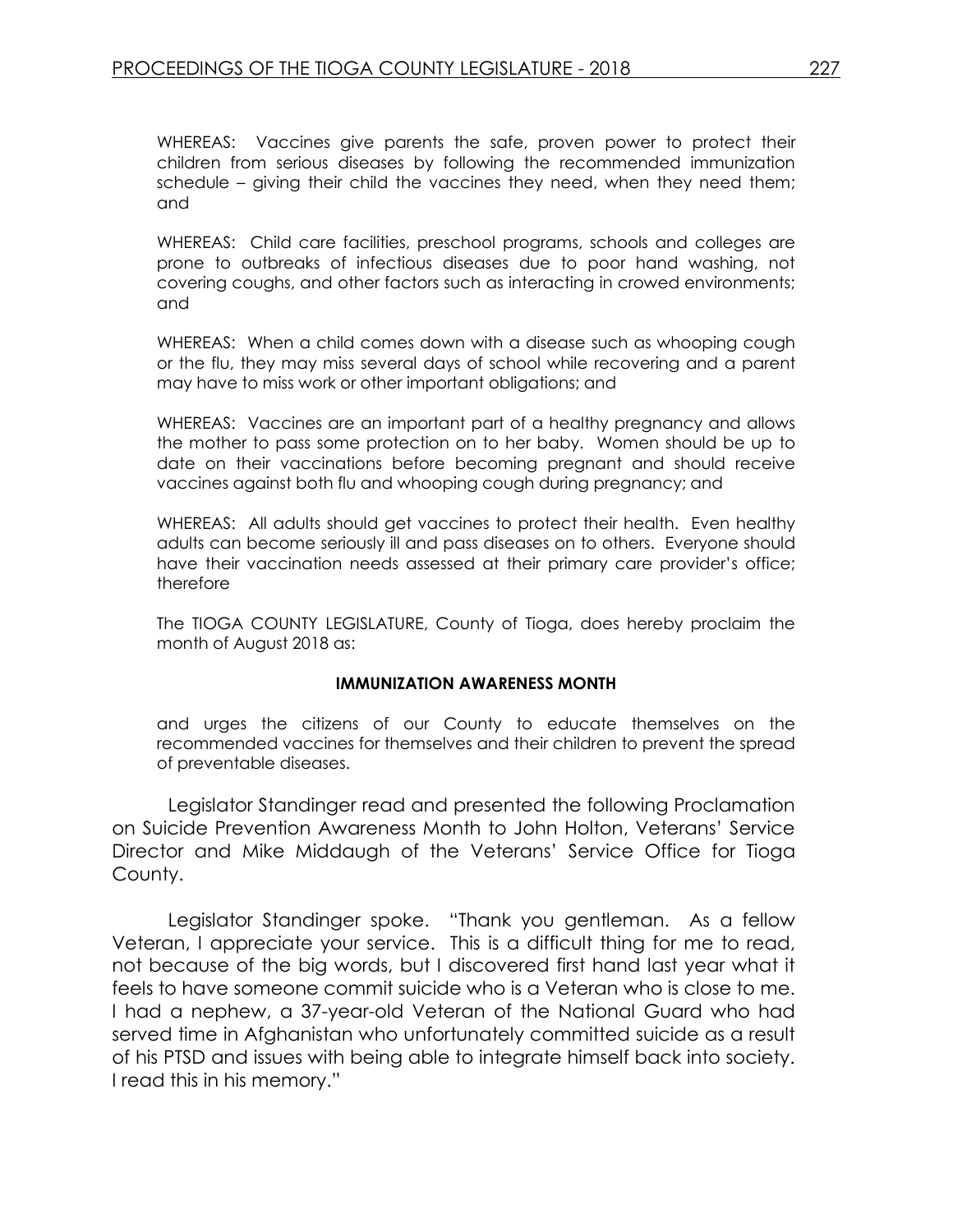WHEREAS: Vaccines give parents the safe, proven power to protect their children from serious diseases by following the recommended immunization schedule – giving their child the vaccines they need, when they need them; and

WHEREAS: Child care facilities, preschool programs, schools and colleges are prone to outbreaks of infectious diseases due to poor hand washing, not covering coughs, and other factors such as interacting in crowed environments; and

WHEREAS: When a child comes down with a disease such as whooping cough or the flu, they may miss several days of school while recovering and a parent may have to miss work or other important obligations; and

WHEREAS: Vaccines are an important part of a healthy pregnancy and allows the mother to pass some protection on to her baby. Women should be up to date on their vaccinations before becoming pregnant and should receive vaccines against both flu and whooping cough during pregnancy; and

WHEREAS: All adults should get vaccines to protect their health. Even healthy adults can become seriously ill and pass diseases on to others. Everyone should have their vaccination needs assessed at their primary care provider's office; therefore

The TIOGA COUNTY LEGISLATURE, County of Tioga, does hereby proclaim the month of August 2018 as:

**IMMUNIZATION AWARENESS MONTH**

and urges the citizens of our County to educate themselves on the recommended vaccines for themselves and their children to prevent the spread of preventable diseases.

Legislator Standinger read and presented the following Proclamation on Suicide Prevention Awareness Month to John Holton, Veterans' Service Director and Mike Middaugh of the Veterans' Service Office for Tioga County.

Legislator Standinger spoke. "Thank you gentleman. As a fellow Veteran, I appreciate your service. This is a difficult thing for me to read, not because of the big words, but I discovered first hand last year what it feels to have someone commit suicide who is a Veteran who is close to me. I had a nephew, a 37-year-old Veteran of the National Guard who had served time in Afghanistan who unfortunately committed suicide as a result of his PTSD and issues with being able to integrate himself back into society. I read this in his memory."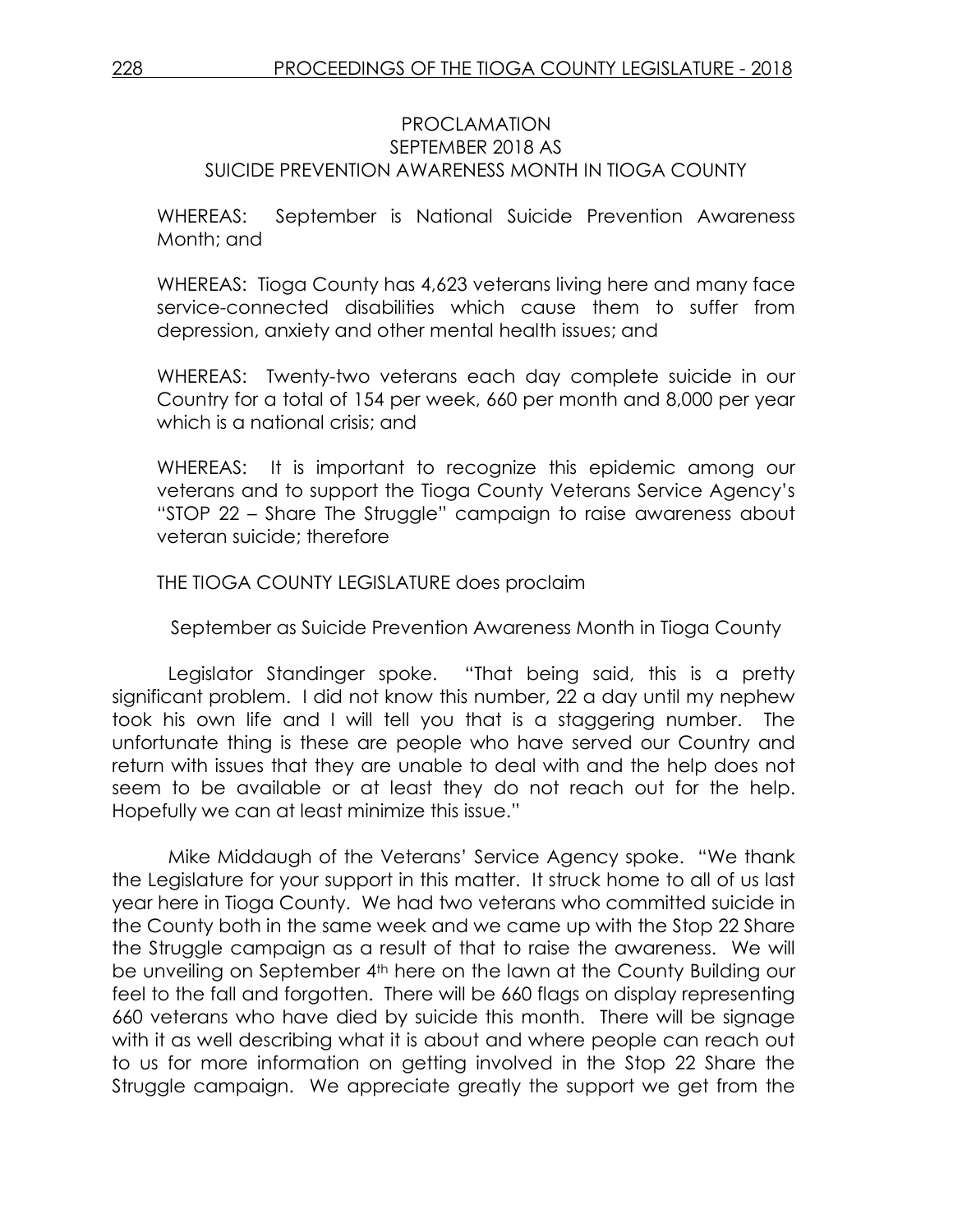# PROCLAMATION
## SEPTEMBER 2018 AS
## SUICIDE PREVENTION AWARENESS MONTH IN TIOGA COUNTY

WHEREAS: September is National Suicide Prevention Awareness Month; and

WHEREAS: Tioga County has 4,623 veterans living here and many face service-connected disabilities which cause them to suffer from depression, anxiety and other mental health issues; and

WHEREAS: Twenty-two veterans each day complete suicide in our Country for a total of 154 per week, 660 per month and 8,000 per year which is a national crisis; and

WHEREAS: It is important to recognize this epidemic among our veterans and to support the Tioga County Veterans Service Agency's "STOP 22 – Share The Struggle" campaign to raise awareness about veteran suicide; therefore

THE TIOGA COUNTY LEGISLATURE does proclaim

September as Suicide Prevention Awareness Month in Tioga County

Legislator Standinger spoke. "That being said, this is a pretty significant problem. I did not know this number, 22 a day until my nephew took his own life and I will tell you that is a staggering number. The unfortunate thing is these are people who have served our Country and return with issues that they are unable to deal with and the help does not seem to be available or at least they do not reach out for the help. Hopefully we can at least minimize this issue."

Mike Middaugh of the Veterans' Service Agency spoke. "We thank the Legislature for your support in this matter. It struck home to all of us last year here in Tioga County. We had two veterans who committed suicide in the County both in the same week and we came up with the Stop 22 Share the Struggle campaign as a result of that to raise the awareness. We will be unveiling on September 4th here on the lawn at the County Building our feel to the fall and forgotten. There will be 660 flags on display representing 660 veterans who have died by suicide this month. There will be signage with it as well describing what it is about and where people can reach out to us for more information on getting involved in the Stop 22 Share the Struggle campaign. We appreciate greatly the support we get from the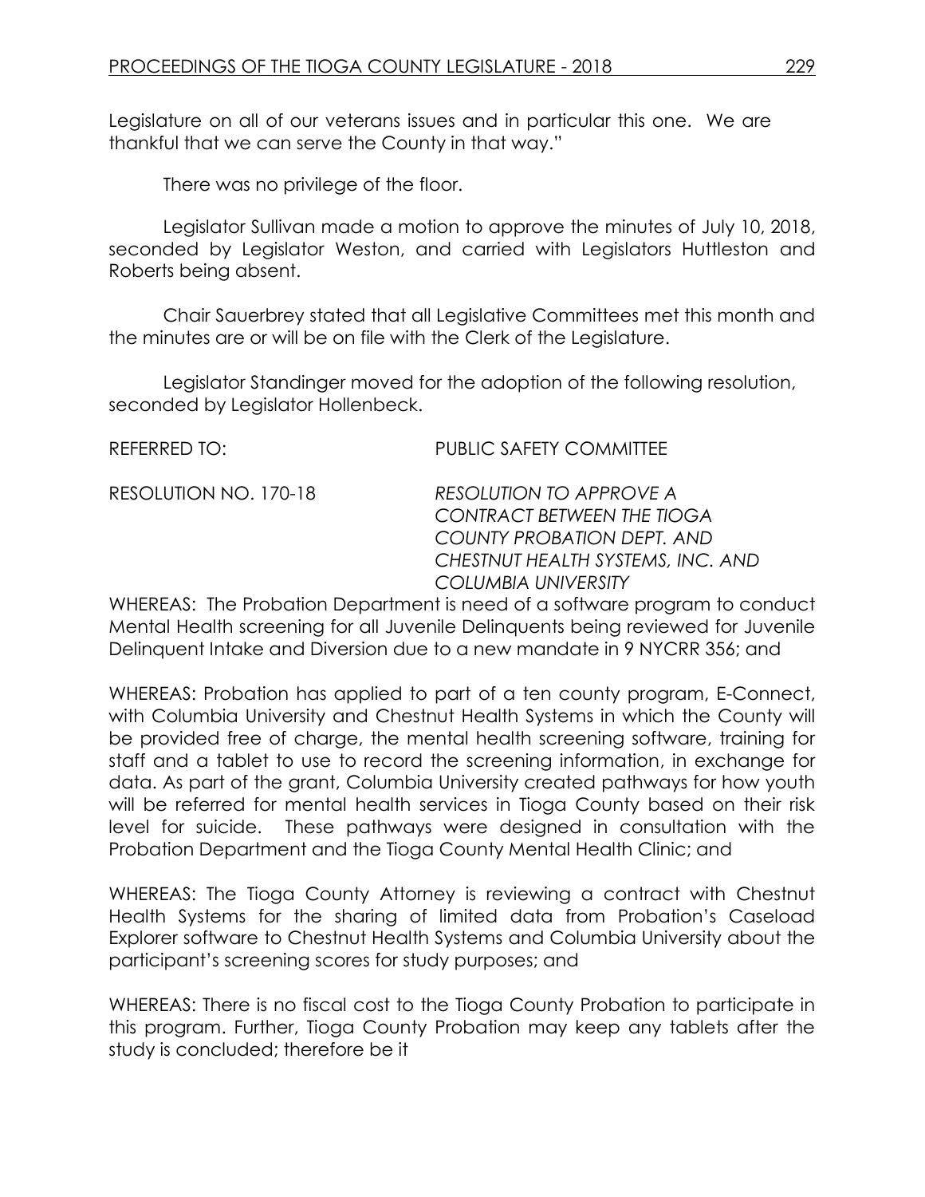Legislature on all of our veterans issues and in particular this one. We are thankful that we can serve the County in that way."

There was no privilege of the floor.

Legislator Sullivan made a motion to approve the minutes of July 10, 2018, seconded by Legislator Weston, and carried with Legislators Huttleston and Roberts being absent.

Chair Sauerbrey stated that all Legislative Committees met this month and the minutes are or will be on file with the Clerk of the Legislature.

Legislator Standinger moved for the adoption of the following resolution, seconded by Legislator Hollenbeck.

REFERRED TO: PUBLIC SAFETY COMMITTEE

RESOLUTION NO. 170-18 *RESOLUTION TO APPROVE A CONTRACT BETWEEN THE TIOGA COUNTY PROBATION DEPT. AND CHESTNUT HEALTH SYSTEMS, INC. AND COLUMBIA UNIVERSITY*

WHEREAS: The Probation Department is need of a software program to conduct Mental Health screening for all Juvenile Delinquents being reviewed for Juvenile Delinquent Intake and Diversion due to a new mandate in 9 NYCRR 356; and

WHEREAS: Probation has applied to part of a ten county program, E-Connect, with Columbia University and Chestnut Health Systems in which the County will be provided free of charge, the mental health screening software, training for staff and a tablet to use to record the screening information, in exchange for data. As part of the grant, Columbia University created pathways for how youth will be referred for mental health services in Tioga County based on their risk level for suicide. These pathways were designed in consultation with the Probation Department and the Tioga County Mental Health Clinic; and

WHEREAS: The Tioga County Attorney is reviewing a contract with Chestnut Health Systems for the sharing of limited data from Probation's Caseload Explorer software to Chestnut Health Systems and Columbia University about the participant's screening scores for study purposes; and

WHEREAS: There is no fiscal cost to the Tioga County Probation to participate in this program. Further, Tioga County Probation may keep any tablets after the study is concluded; therefore be it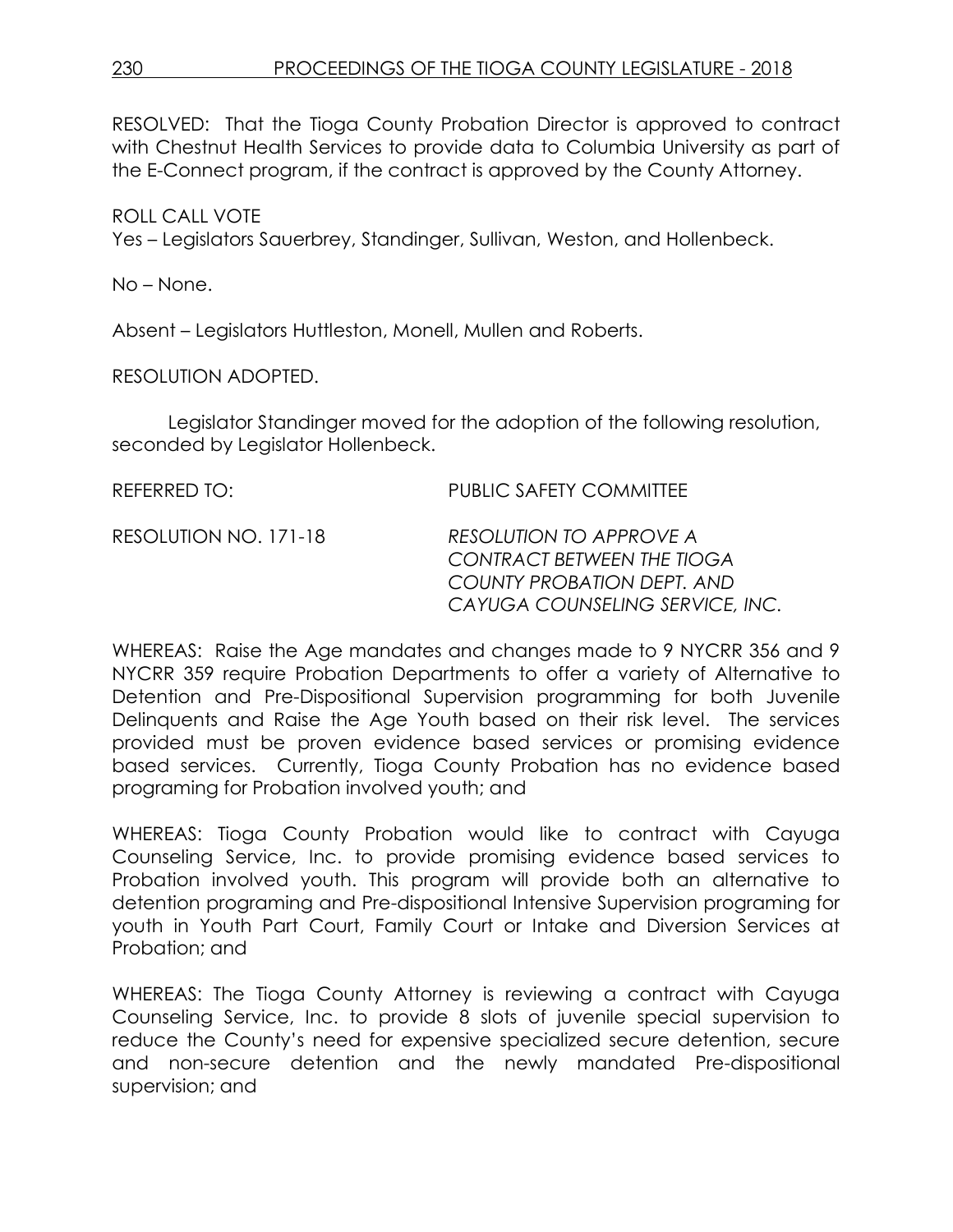RESOLVED: That the Tioga County Probation Director is approved to contract with Chestnut Health Services to provide data to Columbia University as part of the E-Connect program, if the contract is approved by the County Attorney.

ROLL CALL VOTE
Yes – Legislators Sauerbrey, Standinger, Sullivan, Weston, and Hollenbeck.

No – None.

Absent – Legislators Huttleston, Monell, Mullen and Roberts.

RESOLUTION ADOPTED.

Legislator Standinger moved for the adoption of the following resolution, seconded by Legislator Hollenbeck.

REFERRED TO: PUBLIC SAFETY COMMITTEE

RESOLUTION NO. 171-18 *RESOLUTION TO APPROVE A CONTRACT BETWEEN THE TIOGA COUNTY PROBATION DEPT. AND CAYUGA COUNSELING SERVICE, INC.*

WHEREAS: Raise the Age mandates and changes made to 9 NYCRR 356 and 9 NYCRR 359 require Probation Departments to offer a variety of Alternative to Detention and Pre-Dispositional Supervision programming for both Juvenile Delinquents and Raise the Age Youth based on their risk level. The services provided must be proven evidence based services or promising evidence based services. Currently, Tioga County Probation has no evidence based programing for Probation involved youth; and

WHEREAS: Tioga County Probation would like to contract with Cayuga Counseling Service, Inc. to provide promising evidence based services to Probation involved youth. This program will provide both an alternative to detention programing and Pre-dispositional Intensive Supervision programing for youth in Youth Part Court, Family Court or Intake and Diversion Services at Probation; and

WHEREAS: The Tioga County Attorney is reviewing a contract with Cayuga Counseling Service, Inc. to provide 8 slots of juvenile special supervision to reduce the County's need for expensive specialized secure detention, secure and non-secure detention and the newly mandated Pre-dispositional supervision; and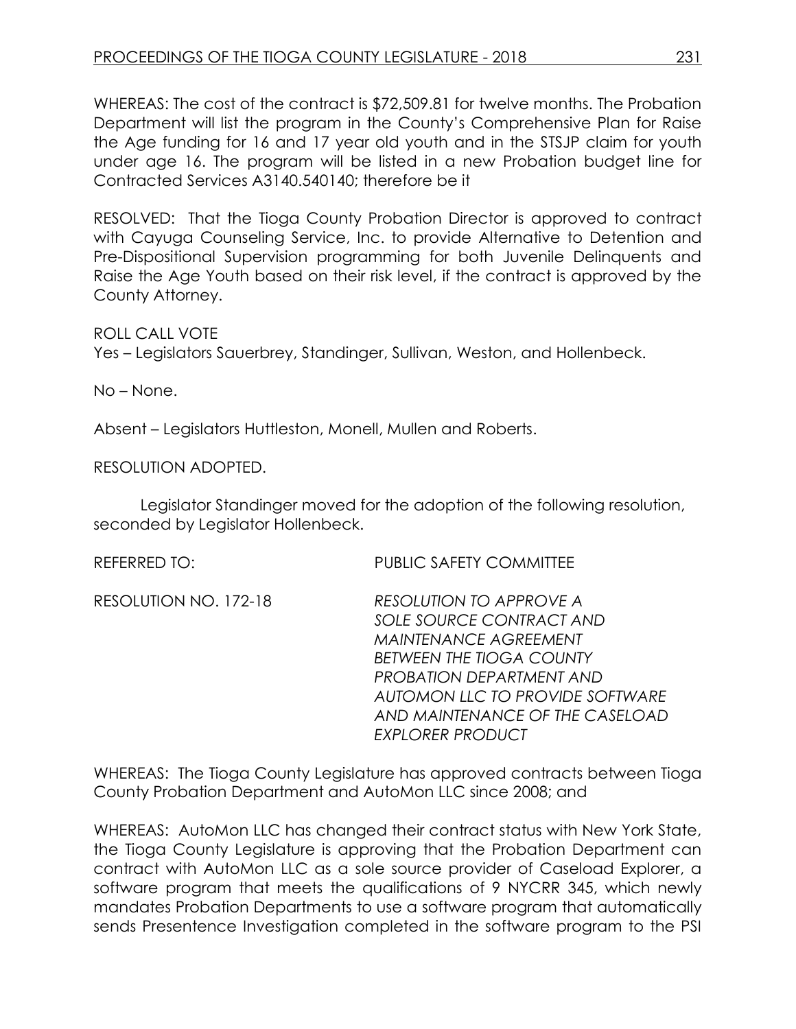WHEREAS: The cost of the contract is $72,509.81 for twelve months. The Probation Department will list the program in the County's Comprehensive Plan for Raise the Age funding for 16 and 17 year old youth and in the STSJP claim for youth under age 16. The program will be listed in a new Probation budget line for Contracted Services A3140.540140; therefore be it

RESOLVED: That the Tioga County Probation Director is approved to contract with Cayuga Counseling Service, Inc. to provide Alternative to Detention and Pre-Dispositional Supervision programming for both Juvenile Delinquents and Raise the Age Youth based on their risk level, if the contract is approved by the County Attorney.

ROLL CALL VOTE
Yes – Legislators Sauerbrey, Standinger, Sullivan, Weston, and Hollenbeck.

No – None.

Absent – Legislators Huttleston, Monell, Mullen and Roberts.

RESOLUTION ADOPTED.

Legislator Standinger moved for the adoption of the following resolution, seconded by Legislator Hollenbeck.

REFERRED TO: PUBLIC SAFETY COMMITTEE

RESOLUTION NO. 172-18 *RESOLUTION TO APPROVE A SOLE SOURCE CONTRACT AND MAINTENANCE AGREEMENT BETWEEN THE TIOGA COUNTY PROBATION DEPARTMENT AND AUTOMON LLC TO PROVIDE SOFTWARE AND MAINTENANCE OF THE CASELOAD EXPLORER PRODUCT*

WHEREAS: The Tioga County Legislature has approved contracts between Tioga County Probation Department and AutoMon LLC since 2008; and

WHEREAS: AutoMon LLC has changed their contract status with New York State, the Tioga County Legislature is approving that the Probation Department can contract with AutoMon LLC as a sole source provider of Caseload Explorer, a software program that meets the qualifications of 9 NYCRR 345, which newly mandates Probation Departments to use a software program that automatically sends Presentence Investigation completed in the software program to the PSI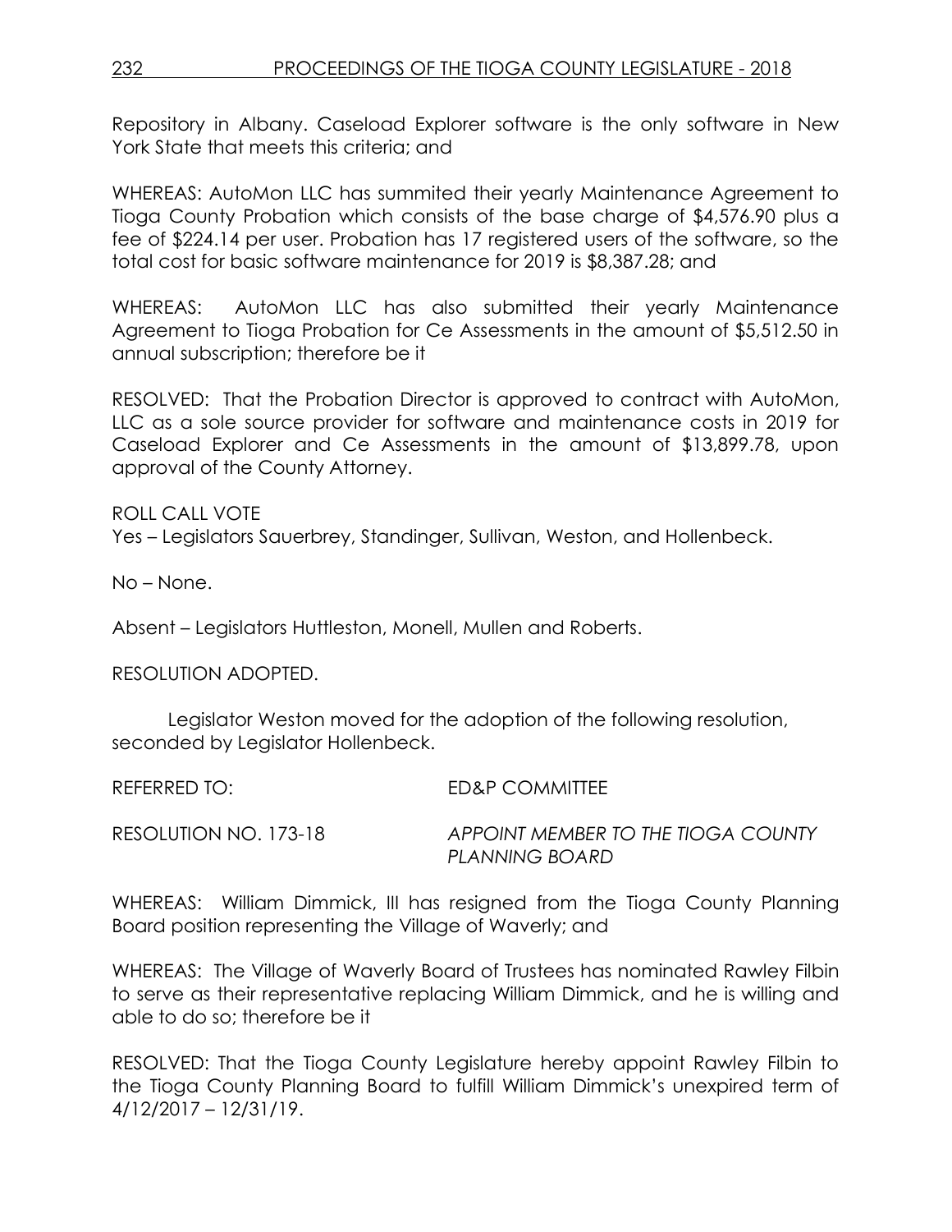Repository in Albany. Caseload Explorer software is the only software in New York State that meets this criteria; and

WHEREAS: AutoMon LLC has summited their yearly Maintenance Agreement to Tioga County Probation which consists of the base charge of $4,576.90 plus a fee of $224.14 per user. Probation has 17 registered users of the software, so the total cost for basic software maintenance for 2019 is $8,387.28; and

WHEREAS: AutoMon LLC has also submitted their yearly Maintenance Agreement to Tioga Probation for Ce Assessments in the amount of $5,512.50 in annual subscription; therefore be it

RESOLVED: That the Probation Director is approved to contract with AutoMon, LLC as a sole source provider for software and maintenance costs in 2019 for Caseload Explorer and Ce Assessments in the amount of $13,899.78, upon approval of the County Attorney.

ROLL CALL VOTE
Yes – Legislators Sauerbrey, Standinger, Sullivan, Weston, and Hollenbeck.

No – None.

Absent – Legislators Huttleston, Monell, Mullen and Roberts.

RESOLUTION ADOPTED.

Legislator Weston moved for the adoption of the following resolution, seconded by Legislator Hollenbeck.

REFERRED TO: ED&P COMMITTEE

RESOLUTION NO. 173-18 *APPOINT MEMBER TO THE TIOGA COUNTY PLANNING BOARD*

WHEREAS: William Dimmick, III has resigned from the Tioga County Planning Board position representing the Village of Waverly; and

WHEREAS: The Village of Waverly Board of Trustees has nominated Rawley Filbin to serve as their representative replacing William Dimmick, and he is willing and able to do so; therefore be it

RESOLVED: That the Tioga County Legislature hereby appoint Rawley Filbin to the Tioga County Planning Board to fulfill William Dimmick's unexpired term of 4/12/2017 – 12/31/19.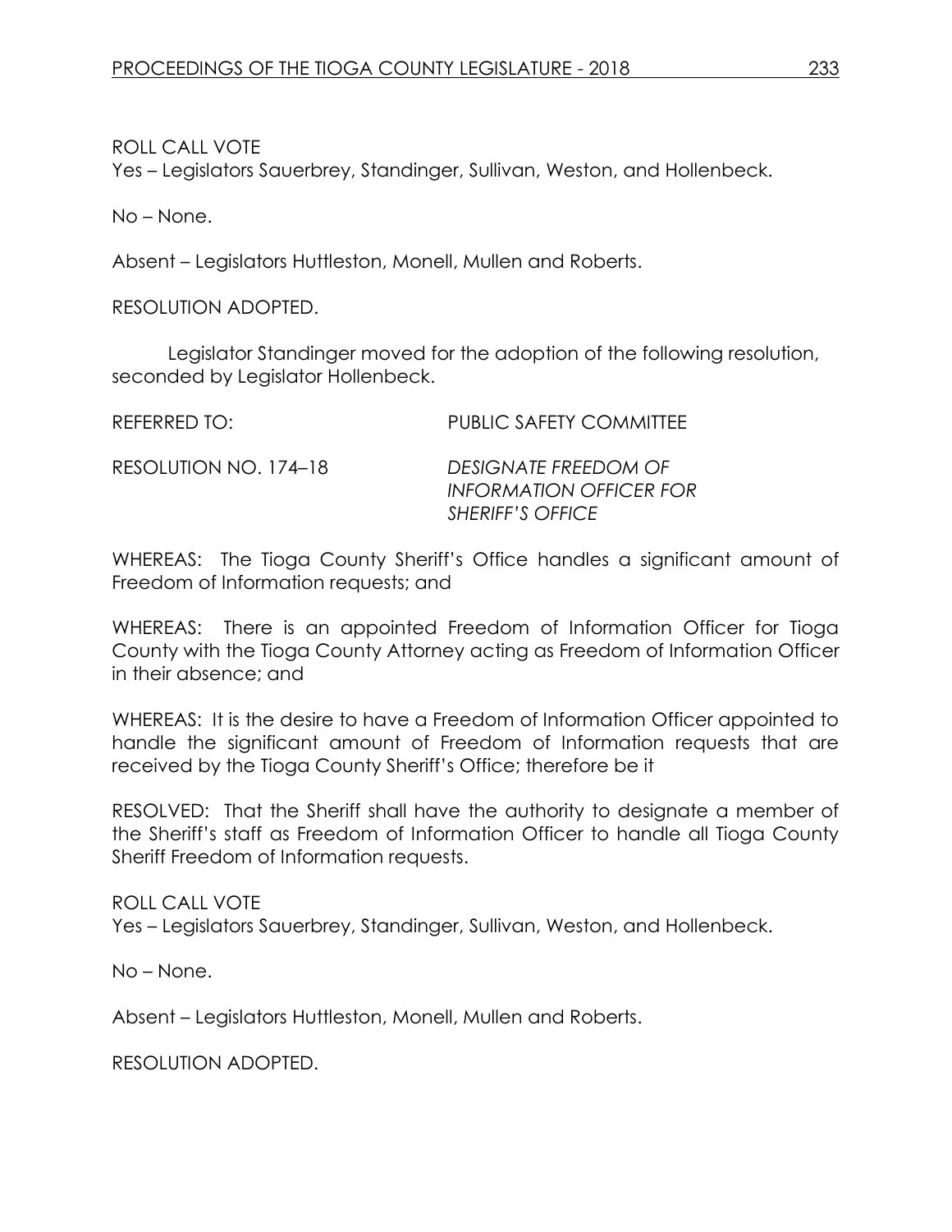ROLL CALL VOTE
Yes – Legislators Sauerbrey, Standinger, Sullivan, Weston, and Hollenbeck.

No – None.

Absent – Legislators Huttleston, Monell, Mullen and Roberts.

RESOLUTION ADOPTED.

Legislator Standinger moved for the adoption of the following resolution, seconded by Legislator Hollenbeck.

REFERRED TO: PUBLIC SAFETY COMMITTEE

RESOLUTION NO. 174–18 *DESIGNATE FREEDOM OF INFORMATION OFFICER FOR SHERIFF'S OFFICE*

WHEREAS: The Tioga County Sheriff's Office handles a significant amount of Freedom of Information requests; and

WHEREAS: There is an appointed Freedom of Information Officer for Tioga County with the Tioga County Attorney acting as Freedom of Information Officer in their absence; and

WHEREAS: It is the desire to have a Freedom of Information Officer appointed to handle the significant amount of Freedom of Information requests that are received by the Tioga County Sheriff's Office; therefore be it

RESOLVED: That the Sheriff shall have the authority to designate a member of the Sheriff's staff as Freedom of Information Officer to handle all Tioga County Sheriff Freedom of Information requests.

ROLL CALL VOTE
Yes – Legislators Sauerbrey, Standinger, Sullivan, Weston, and Hollenbeck.

No – None.

Absent – Legislators Huttleston, Monell, Mullen and Roberts.

RESOLUTION ADOPTED.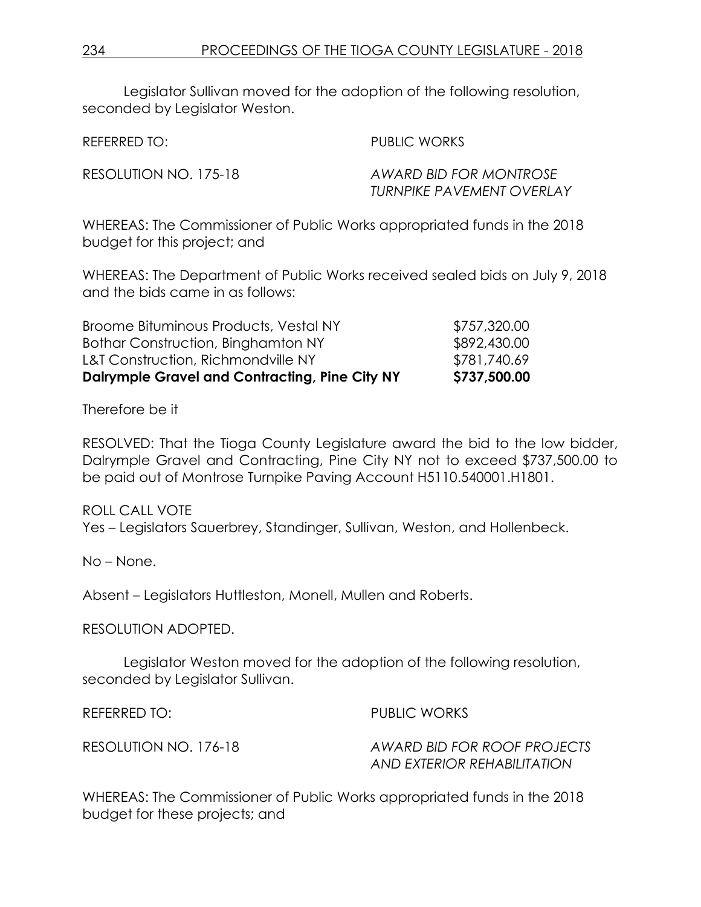Legislator Sullivan moved for the adoption of the following resolution, seconded by Legislator Weston.

REFERRED TO: PUBLIC WORKS

RESOLUTION NO. 175-18 *AWARD BID FOR MONTROSE TURNPIKE PAVEMENT OVERLAY*

WHEREAS: The Commissioner of Public Works appropriated funds in the 2018 budget for this project; and

WHEREAS: The Department of Public Works received sealed bids on July 9, 2018 and the bids came in as follows:

| | |
|---|---|
| Broome Bituminous Products, Vestal NY | $757,320.00 |
| Bothar Construction, Binghamton NY | $892,430.00 |
| L&T Construction, Richmondville NY | $781,740.69 |
| **Dalrymple Gravel and Contracting, Pine City NY** | **$737,500.00** |

Therefore be it

RESOLVED: That the Tioga County Legislature award the bid to the low bidder, Dalrymple Gravel and Contracting, Pine City NY not to exceed $737,500.00 to be paid out of Montrose Turnpike Paving Account H5110.540001.H1801.

ROLL CALL VOTE
Yes – Legislators Sauerbrey, Standinger, Sullivan, Weston, and Hollenbeck.

No – None.

Absent – Legislators Huttleston, Monell, Mullen and Roberts.

RESOLUTION ADOPTED.

Legislator Weston moved for the adoption of the following resolution, seconded by Legislator Sullivan.

REFERRED TO: PUBLIC WORKS

RESOLUTION NO. 176-18 *AWARD BID FOR ROOF PROJECTS AND EXTERIOR REHABILITATION*

WHEREAS: The Commissioner of Public Works appropriated funds in the 2018 budget for these projects; and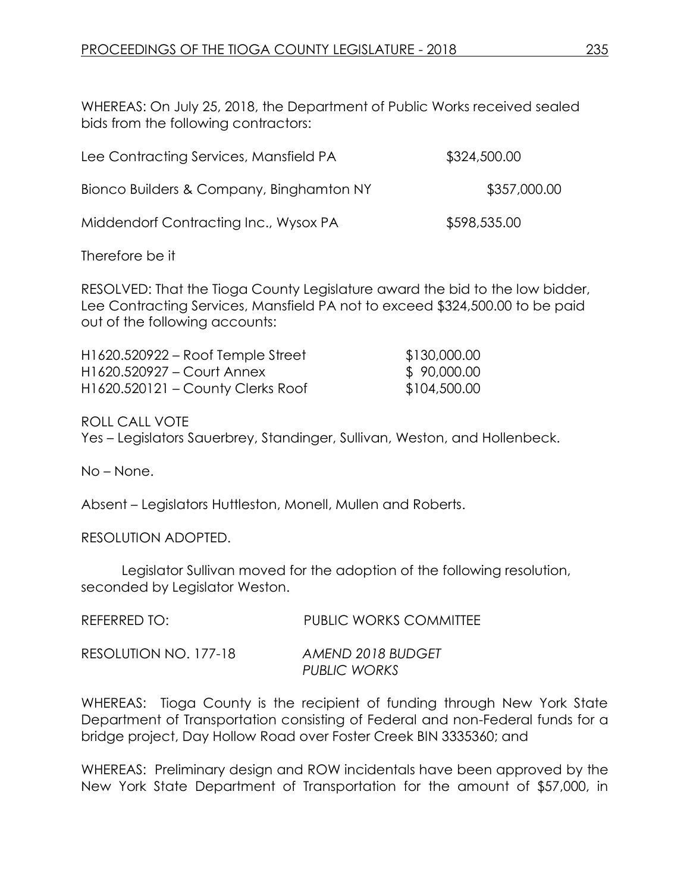WHEREAS: On July 25, 2018, the Department of Public Works received sealed bids from the following contractors:

| | |
|---|---|
| Lee Contracting Services, Mansfield PA | $324,500.00 |
| Bionco Builders & Company, Binghamton NY | $357,000.00 |
| Middendorf Contracting Inc., Wysox PA | $598,535.00 |

Therefore be it

RESOLVED: That the Tioga County Legislature award the bid to the low bidder, Lee Contracting Services, Mansfield PA not to exceed $324,500.00 to be paid out of the following accounts:

| | |
|---|---|
| H1620.520922 – Roof Temple Street | $130,000.00 |
| H1620.520927 – Court Annex | $ 90,000.00 |
| H1620.520121 – County Clerks Roof | $104,500.00 |

ROLL CALL VOTE
Yes – Legislators Sauerbrey, Standinger, Sullivan, Weston, and Hollenbeck.

No – None.

Absent – Legislators Huttleston, Monell, Mullen and Roberts.

RESOLUTION ADOPTED.

Legislator Sullivan moved for the adoption of the following resolution, seconded by Legislator Weston.

REFERRED TO: PUBLIC WORKS COMMITTEE

RESOLUTION NO. 177-18 *AMEND 2018 BUDGET PUBLIC WORKS*

WHEREAS: Tioga County is the recipient of funding through New York State Department of Transportation consisting of Federal and non-Federal funds for a bridge project, Day Hollow Road over Foster Creek BIN 3335360; and

WHEREAS: Preliminary design and ROW incidentals have been approved by the New York State Department of Transportation for the amount of $57,000, in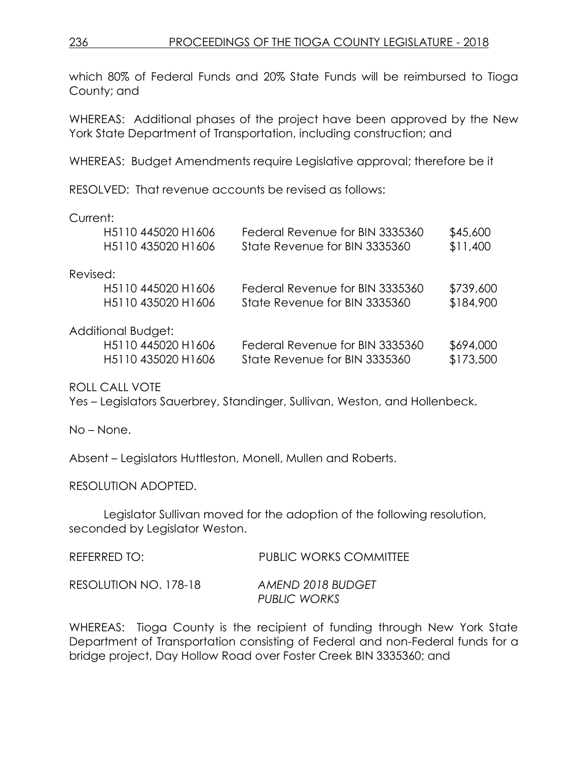which 80% of Federal Funds and 20% State Funds will be reimbursed to Tioga County; and

WHEREAS: Additional phases of the project have been approved by the New York State Department of Transportation, including construction; and

WHEREAS: Budget Amendments require Legislative approval; therefore be it

RESOLVED: That revenue accounts be revised as follows:

| | | |
|---|---|---|
| **Current:** | | |
| H5110 445020 H1606 | Federal Revenue for BIN 3335360 | $45,600 |
| H5110 435020 H1606 | State Revenue for BIN 3335360 | $11,400 |
| **Revised:** | | |
| H5110 445020 H1606 | Federal Revenue for BIN 3335360 | $739,600 |
| H5110 435020 H1606 | State Revenue for BIN 3335360 | $184,900 |
| **Additional Budget:** | | |
| H5110 445020 H1606 | Federal Revenue for BIN 3335360 | $694,000 |
| H5110 435020 H1606 | State Revenue for BIN 3335360 | $173,500 |

ROLL CALL VOTE
Yes – Legislators Sauerbrey, Standinger, Sullivan, Weston, and Hollenbeck.

No – None.

Absent – Legislators Huttleston, Monell, Mullen and Roberts.

RESOLUTION ADOPTED.

Legislator Sullivan moved for the adoption of the following resolution, seconded by Legislator Weston.

REFERRED TO: PUBLIC WORKS COMMITTEE

RESOLUTION NO. 178-18 *AMEND 2018 BUDGET*
*PUBLIC WORKS*

WHEREAS: Tioga County is the recipient of funding through New York State Department of Transportation consisting of Federal and non-Federal funds for a bridge project, Day Hollow Road over Foster Creek BIN 3335360; and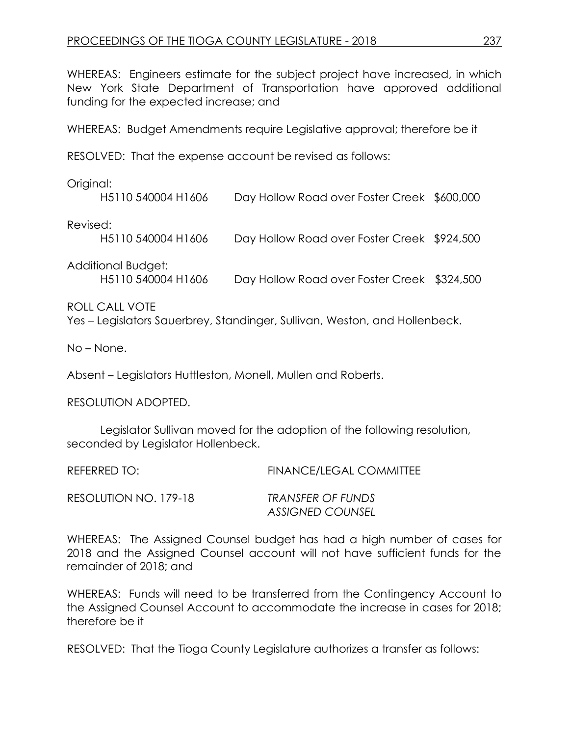WHEREAS: Engineers estimate for the subject project have increased, in which New York State Department of Transportation have approved additional funding for the expected increase; and

WHEREAS: Budget Amendments require Legislative approval; therefore be it

RESOLVED: That the expense account be revised as follows:

Original:

| | | |
|---|---|---|
| H5110 540004 H1606 | Day Hollow Road over Foster Creek | $600,000 |

Revised:

| | | |
|---|---|---|
| H5110 540004 H1606 | Day Hollow Road over Foster Creek | $924,500 |

Additional Budget:

| | | |
|---|---|---|
| H5110 540004 H1606 | Day Hollow Road over Foster Creek | $324,500 |

ROLL CALL VOTE
Yes – Legislators Sauerbrey, Standinger, Sullivan, Weston, and Hollenbeck.

No – None.

Absent – Legislators Huttleston, Monell, Mullen and Roberts.

RESOLUTION ADOPTED.

Legislator Sullivan moved for the adoption of the following resolution, seconded by Legislator Hollenbeck.

REFERRED TO: FINANCE/LEGAL COMMITTEE

RESOLUTION NO. 179-18 *TRANSFER OF FUNDS ASSIGNED COUNSEL*

WHEREAS: The Assigned Counsel budget has had a high number of cases for 2018 and the Assigned Counsel account will not have sufficient funds for the remainder of 2018; and

WHEREAS: Funds will need to be transferred from the Contingency Account to the Assigned Counsel Account to accommodate the increase in cases for 2018; therefore be it

RESOLVED: That the Tioga County Legislature authorizes a transfer as follows: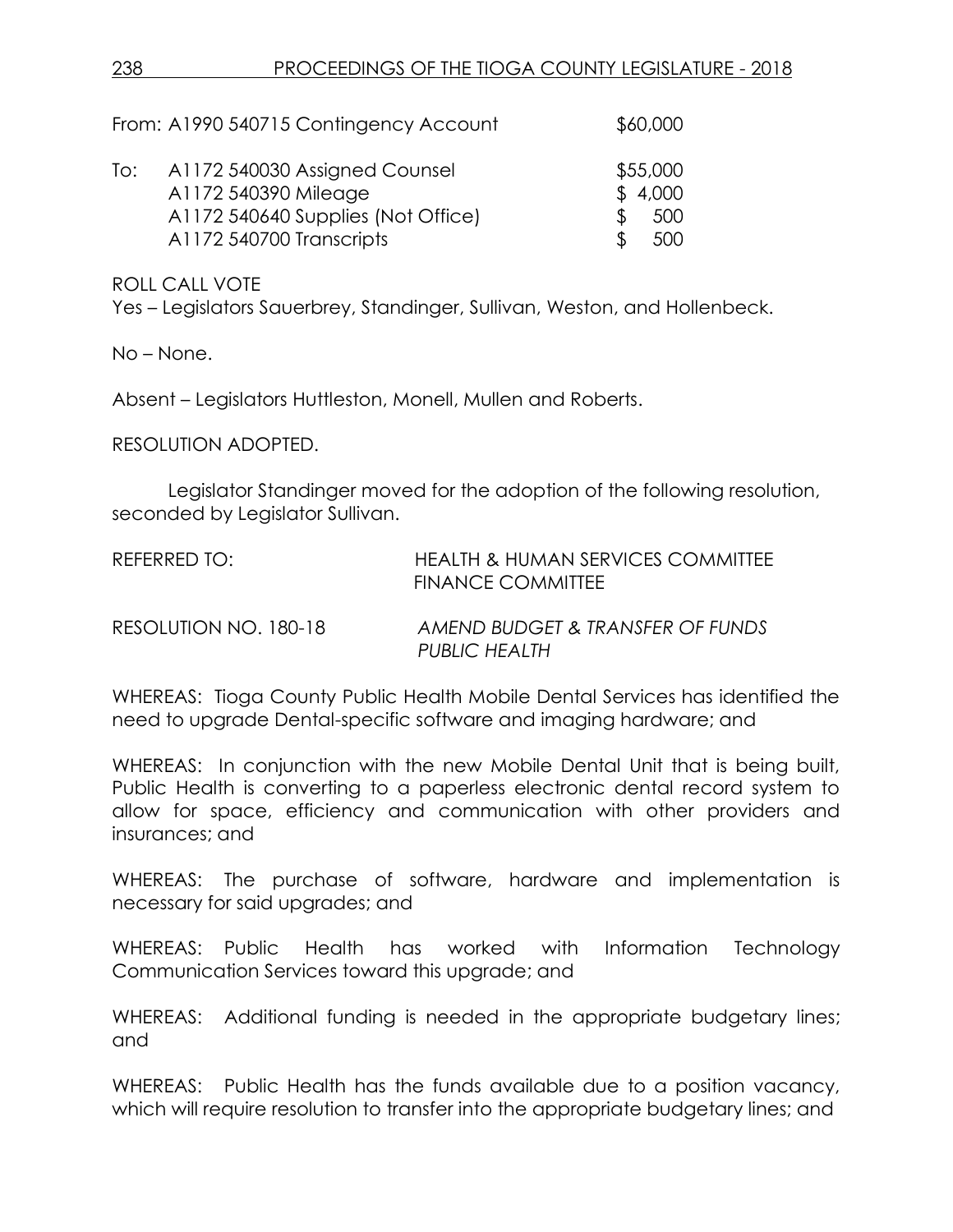From: A1990 540715 Contingency Account $60,000

| To: | | |
|---|---|---|
| | A1172 540030 Assigned Counsel | $55,000 |
| | A1172 540390 Mileage | $ 4,000 |
| | A1172 540640 Supplies (Not Office) | $ 500 |
| | A1172 540700 Transcripts | $ 500 |

ROLL CALL VOTE
Yes – Legislators Sauerbrey, Standinger, Sullivan, Weston, and Hollenbeck.

No – None.

Absent – Legislators Huttleston, Monell, Mullen and Roberts.

RESOLUTION ADOPTED.

Legislator Standinger moved for the adoption of the following resolution, seconded by Legislator Sullivan.

REFERRED TO: HEALTH & HUMAN SERVICES COMMITTEE
FINANCE COMMITTEE

RESOLUTION NO. 180-18 *AMEND BUDGET & TRANSFER OF FUNDS PUBLIC HEALTH*

WHEREAS: Tioga County Public Health Mobile Dental Services has identified the need to upgrade Dental-specific software and imaging hardware; and

WHEREAS: In conjunction with the new Mobile Dental Unit that is being built, Public Health is converting to a paperless electronic dental record system to allow for space, efficiency and communication with other providers and insurances; and

WHEREAS: The purchase of software, hardware and implementation is necessary for said upgrades; and

WHEREAS: Public Health has worked with Information Technology Communication Services toward this upgrade; and

WHEREAS: Additional funding is needed in the appropriate budgetary lines; and

WHEREAS: Public Health has the funds available due to a position vacancy, which will require resolution to transfer into the appropriate budgetary lines; and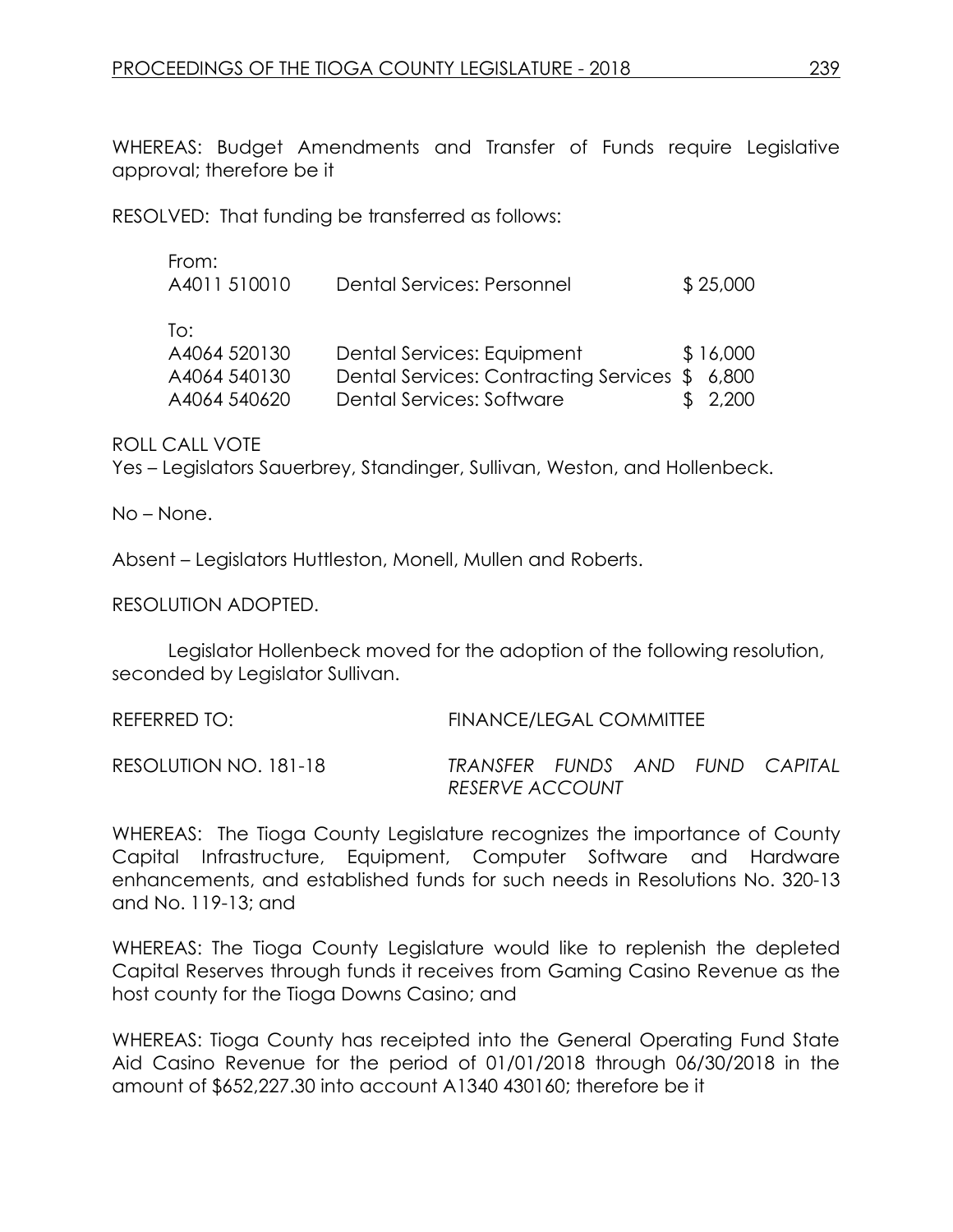WHEREAS: Budget Amendments and Transfer of Funds require Legislative approval; therefore be it

RESOLVED: That funding be transferred as follows:

| | | |
|---|---|---|
| From: | | |
| A4011 510010 | Dental Services: Personnel | $ 25,000 |
| To: | | |
| A4064 520130 | Dental Services: Equipment | $ 16,000 |
| A4064 540130 | Dental Services: Contracting Services | $ 6,800 |
| A4064 540620 | Dental Services: Software | $ 2,200 |

ROLL CALL VOTE
Yes – Legislators Sauerbrey, Standinger, Sullivan, Weston, and Hollenbeck.

No – None.

Absent – Legislators Huttleston, Monell, Mullen and Roberts.

RESOLUTION ADOPTED.

Legislator Hollenbeck moved for the adoption of the following resolution, seconded by Legislator Sullivan.

REFERRED TO: FINANCE/LEGAL COMMITTEE

RESOLUTION NO. 181-18 *TRANSFER FUNDS AND FUND CAPITAL RESERVE ACCOUNT*

WHEREAS: The Tioga County Legislature recognizes the importance of County Capital Infrastructure, Equipment, Computer Software and Hardware enhancements, and established funds for such needs in Resolutions No. 320-13 and No. 119-13; and

WHEREAS: The Tioga County Legislature would like to replenish the depleted Capital Reserves through funds it receives from Gaming Casino Revenue as the host county for the Tioga Downs Casino; and

WHEREAS: Tioga County has receipted into the General Operating Fund State Aid Casino Revenue for the period of 01/01/2018 through 06/30/2018 in the amount of $652,227.30 into account A1340 430160; therefore be it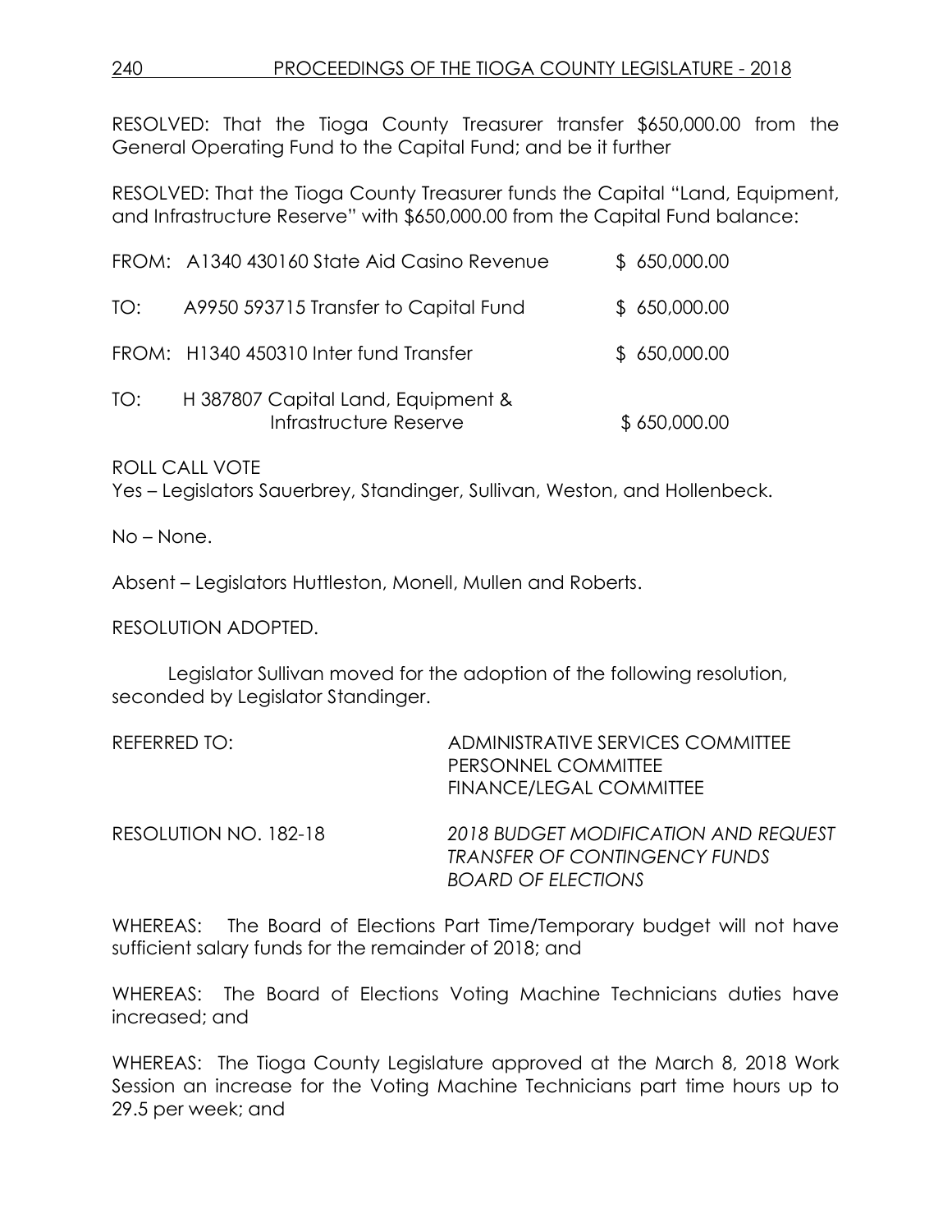RESOLVED: That the Tioga County Treasurer transfer $650,000.00 from the General Operating Fund to the Capital Fund; and be it further

RESOLVED: That the Tioga County Treasurer funds the Capital "Land, Equipment, and Infrastructure Reserve" with $650,000.00 from the Capital Fund balance:

| | | |
|---|---|---|
| FROM: | A1340 430160 State Aid Casino Revenue | $ 650,000.00 |
| TO: | A9950 593715 Transfer to Capital Fund | $ 650,000.00 |
| FROM: | H1340 450310 Inter fund Transfer | $ 650,000.00 |
| TO: | H 387807 Capital Land, Equipment & Infrastructure Reserve | $ 650,000.00 |

ROLL CALL VOTE
Yes – Legislators Sauerbrey, Standinger, Sullivan, Weston, and Hollenbeck.

No – None.

Absent – Legislators Huttleston, Monell, Mullen and Roberts.

RESOLUTION ADOPTED.

Legislator Sullivan moved for the adoption of the following resolution, seconded by Legislator Standinger.

REFERRED TO: ADMINISTRATIVE SERVICES COMMITTEE
PERSONNEL COMMITTEE
FINANCE/LEGAL COMMITTEE

RESOLUTION NO. 182-18 *2018 BUDGET MODIFICATION AND REQUEST TRANSFER OF CONTINGENCY FUNDS BOARD OF ELECTIONS*

WHEREAS: The Board of Elections Part Time/Temporary budget will not have sufficient salary funds for the remainder of 2018; and

WHEREAS: The Board of Elections Voting Machine Technicians duties have increased; and

WHEREAS: The Tioga County Legislature approved at the March 8, 2018 Work Session an increase for the Voting Machine Technicians part time hours up to 29.5 per week; and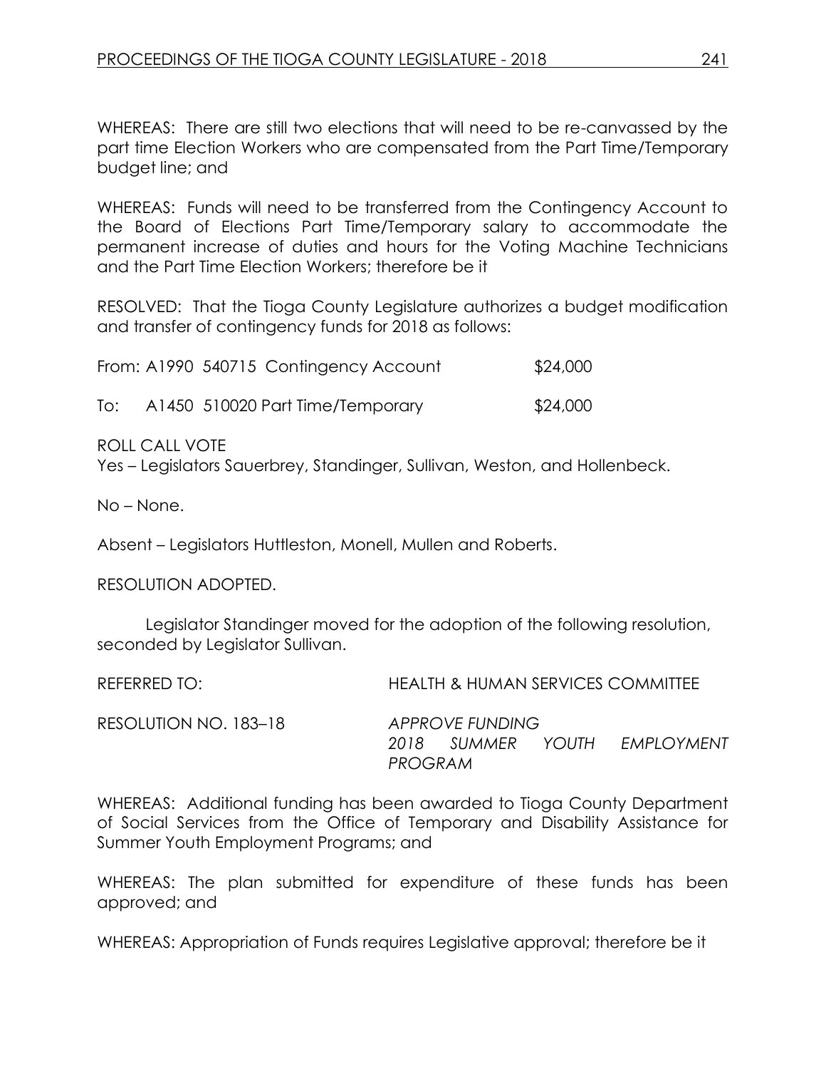WHEREAS: There are still two elections that will need to be re-canvassed by the part time Election Workers who are compensated from the Part Time/Temporary budget line; and

WHEREAS: Funds will need to be transferred from the Contingency Account to the Board of Elections Part Time/Temporary salary to accommodate the permanent increase of duties and hours for the Voting Machine Technicians and the Part Time Election Workers; therefore be it

RESOLVED: That the Tioga County Legislature authorizes a budget modification and transfer of contingency funds for 2018 as follows:

From: A1990 540715 Contingency Account $24,000

To: A1450 510020 Part Time/Temporary $24,000

ROLL CALL VOTE
Yes – Legislators Sauerbrey, Standinger, Sullivan, Weston, and Hollenbeck.

No – None.

Absent – Legislators Huttleston, Monell, Mullen and Roberts.

RESOLUTION ADOPTED.

Legislator Standinger moved for the adoption of the following resolution, seconded by Legislator Sullivan.

REFERRED TO: HEALTH & HUMAN SERVICES COMMITTEE

RESOLUTION NO. 183–18 *APPROVE FUNDING 2018 SUMMER YOUTH EMPLOYMENT PROGRAM*

WHEREAS: Additional funding has been awarded to Tioga County Department of Social Services from the Office of Temporary and Disability Assistance for Summer Youth Employment Programs; and

WHEREAS: The plan submitted for expenditure of these funds has been approved; and

WHEREAS: Appropriation of Funds requires Legislative approval; therefore be it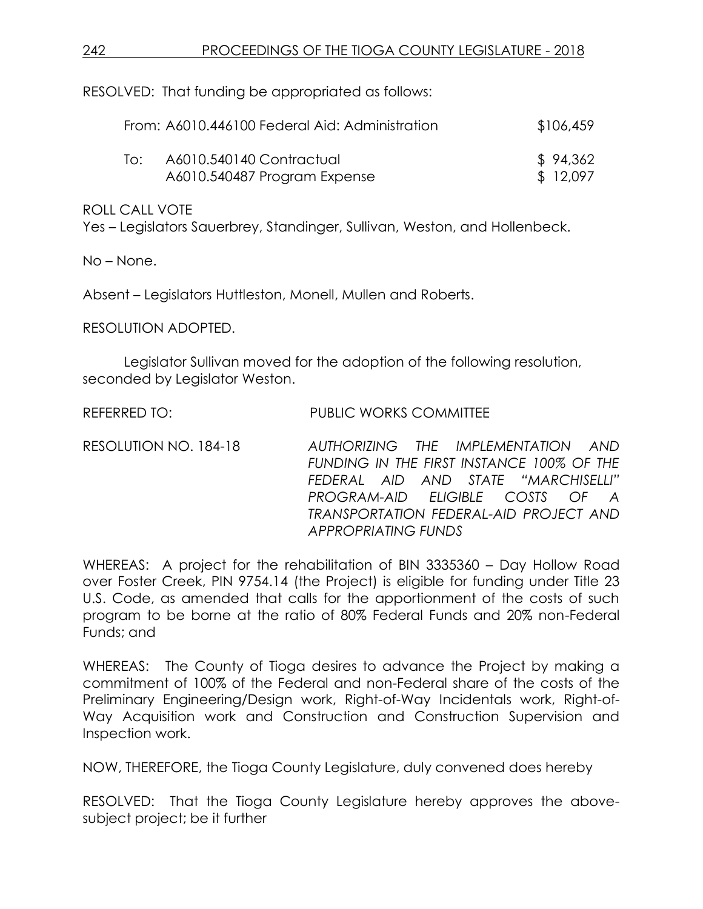RESOLVED: That funding be appropriated as follows:

| | | |
|---|---|---|
| From: | A6010.446100 Federal Aid: Administration | $106,459 |
| To: | A6010.540140 Contractual | $ 94,362 |
| | A6010.540487 Program Expense | $ 12,097 |

ROLL CALL VOTE

Yes – Legislators Sauerbrey, Standinger, Sullivan, Weston, and Hollenbeck.

No – None.

Absent – Legislators Huttleston, Monell, Mullen and Roberts.

RESOLUTION ADOPTED.

Legislator Sullivan moved for the adoption of the following resolution, seconded by Legislator Weston.

REFERRED TO: PUBLIC WORKS COMMITTEE

RESOLUTION NO. 184-18 *AUTHORIZING THE IMPLEMENTATION AND FUNDING IN THE FIRST INSTANCE 100% OF THE FEDERAL AID AND STATE "MARCHISELLI" PROGRAM-AID ELIGIBLE COSTS OF A TRANSPORTATION FEDERAL-AID PROJECT AND APPROPRIATING FUNDS*

WHEREAS: A project for the rehabilitation of BIN 3335360 – Day Hollow Road over Foster Creek, PIN 9754.14 (the Project) is eligible for funding under Title 23 U.S. Code, as amended that calls for the apportionment of the costs of such program to be borne at the ratio of 80% Federal Funds and 20% non-Federal Funds; and

WHEREAS: The County of Tioga desires to advance the Project by making a commitment of 100% of the Federal and non-Federal share of the costs of the Preliminary Engineering/Design work, Right-of-Way Incidentals work, Right-of-Way Acquisition work and Construction and Construction Supervision and Inspection work.

NOW, THEREFORE, the Tioga County Legislature, duly convened does hereby

RESOLVED: That the Tioga County Legislature hereby approves the above-subject project; be it further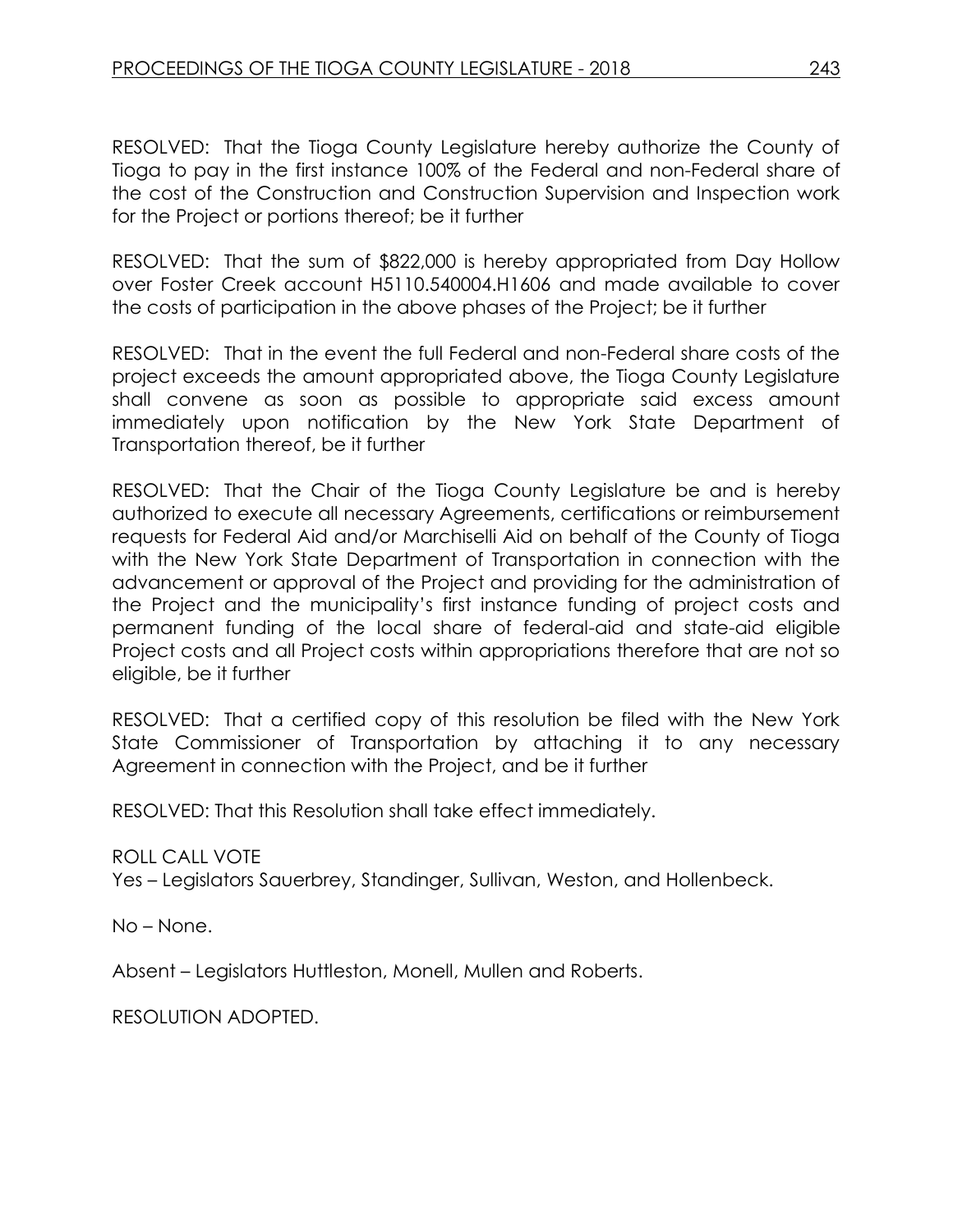RESOLVED: That the Tioga County Legislature hereby authorize the County of Tioga to pay in the first instance 100% of the Federal and non-Federal share of the cost of the Construction and Construction Supervision and Inspection work for the Project or portions thereof; be it further

RESOLVED: That the sum of $822,000 is hereby appropriated from Day Hollow over Foster Creek account H5110.540004.H1606 and made available to cover the costs of participation in the above phases of the Project; be it further

RESOLVED: That in the event the full Federal and non-Federal share costs of the project exceeds the amount appropriated above, the Tioga County Legislature shall convene as soon as possible to appropriate said excess amount immediately upon notification by the New York State Department of Transportation thereof, be it further

RESOLVED: That the Chair of the Tioga County Legislature be and is hereby authorized to execute all necessary Agreements, certifications or reimbursement requests for Federal Aid and/or Marchiselli Aid on behalf of the County of Tioga with the New York State Department of Transportation in connection with the advancement or approval of the Project and providing for the administration of the Project and the municipality's first instance funding of project costs and permanent funding of the local share of federal-aid and state-aid eligible Project costs and all Project costs within appropriations therefore that are not so eligible, be it further

RESOLVED: That a certified copy of this resolution be filed with the New York State Commissioner of Transportation by attaching it to any necessary Agreement in connection with the Project, and be it further

RESOLVED: That this Resolution shall take effect immediately.

ROLL CALL VOTE
Yes – Legislators Sauerbrey, Standinger, Sullivan, Weston, and Hollenbeck.

No – None.

Absent – Legislators Huttleston, Monell, Mullen and Roberts.

RESOLUTION ADOPTED.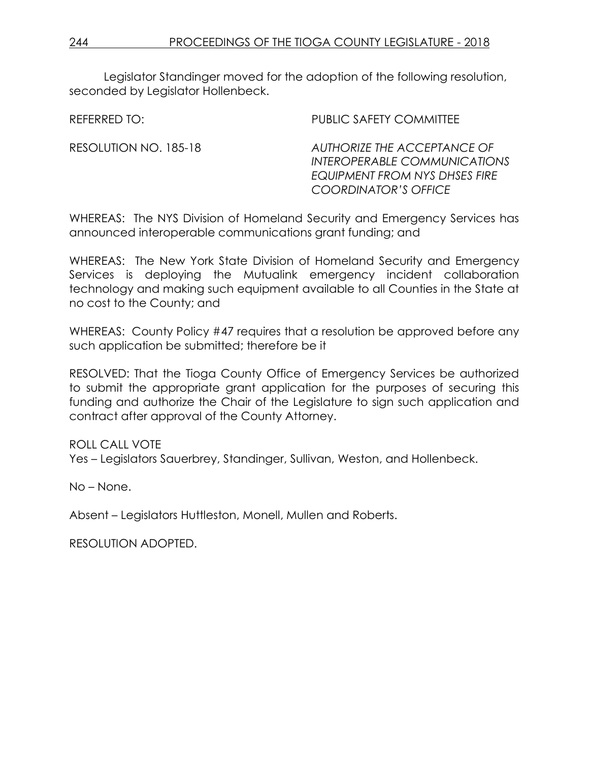Legislator Standinger moved for the adoption of the following resolution, seconded by Legislator Hollenbeck.

REFERRED TO: PUBLIC SAFETY COMMITTEE

RESOLUTION NO. 185-18 *AUTHORIZE THE ACCEPTANCE OF INTEROPERABLE COMMUNICATIONS EQUIPMENT FROM NYS DHSES FIRE COORDINATOR'S OFFICE*

WHEREAS: The NYS Division of Homeland Security and Emergency Services has announced interoperable communications grant funding; and

WHEREAS: The New York State Division of Homeland Security and Emergency Services is deploying the Mutualink emergency incident collaboration technology and making such equipment available to all Counties in the State at no cost to the County; and

WHEREAS: County Policy #47 requires that a resolution be approved before any such application be submitted; therefore be it

RESOLVED: That the Tioga County Office of Emergency Services be authorized to submit the appropriate grant application for the purposes of securing this funding and authorize the Chair of the Legislature to sign such application and contract after approval of the County Attorney.

ROLL CALL VOTE
Yes – Legislators Sauerbrey, Standinger, Sullivan, Weston, and Hollenbeck.

No – None.

Absent – Legislators Huttleston, Monell, Mullen and Roberts.

RESOLUTION ADOPTED.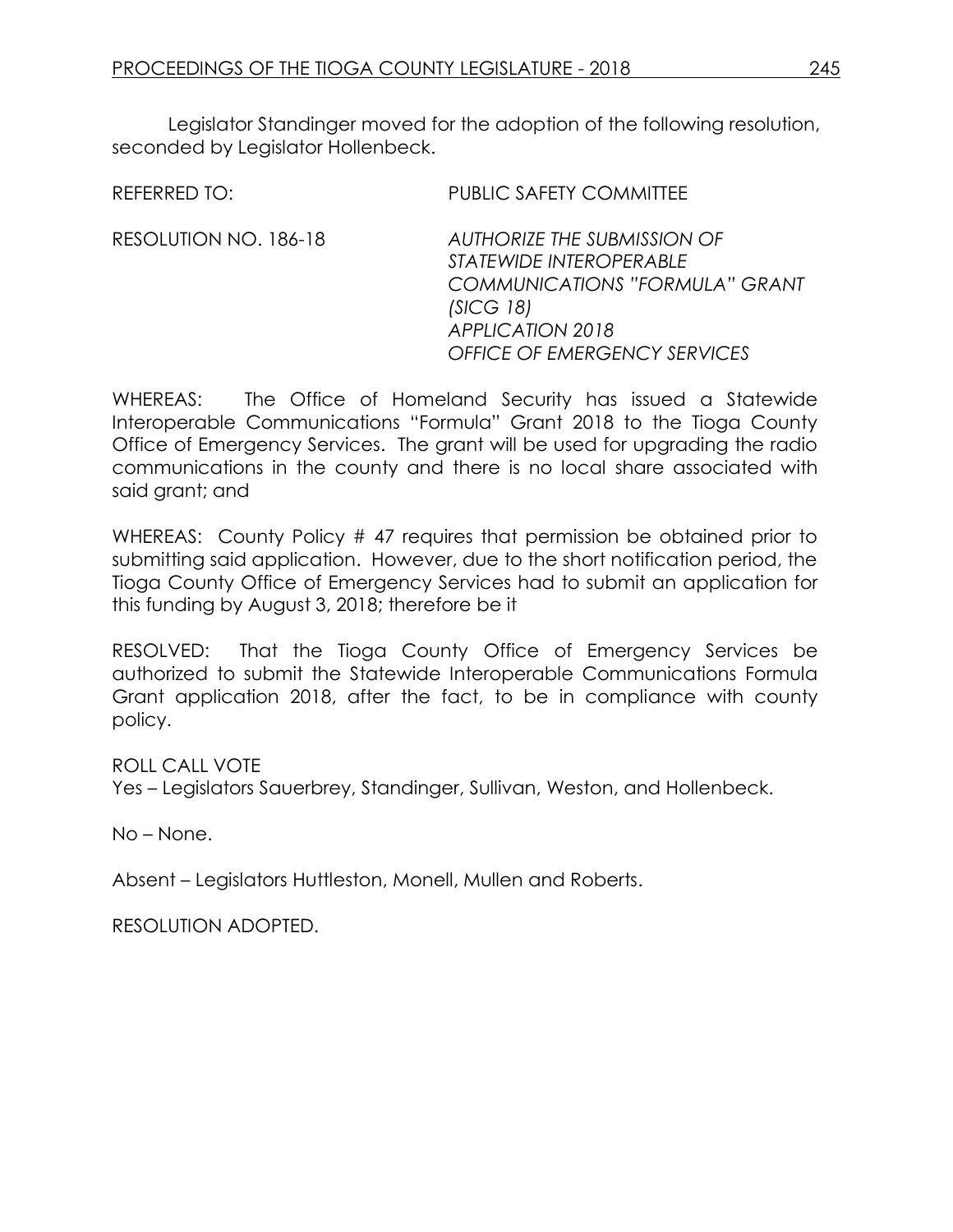Legislator Standinger moved for the adoption of the following resolution, seconded by Legislator Hollenbeck.

REFERRED TO: PUBLIC SAFETY COMMITTEE

RESOLUTION NO. 186-18 *AUTHORIZE THE SUBMISSION OF STATEWIDE INTEROPERABLE COMMUNICATIONS "FORMULA" GRANT (SICG 18) APPLICATION 2018 OFFICE OF EMERGENCY SERVICES*

WHEREAS: The Office of Homeland Security has issued a Statewide Interoperable Communications "Formula" Grant 2018 to the Tioga County Office of Emergency Services. The grant will be used for upgrading the radio communications in the county and there is no local share associated with said grant; and

WHEREAS: County Policy # 47 requires that permission be obtained prior to submitting said application. However, due to the short notification period, the Tioga County Office of Emergency Services had to submit an application for this funding by August 3, 2018; therefore be it

RESOLVED: That the Tioga County Office of Emergency Services be authorized to submit the Statewide Interoperable Communications Formula Grant application 2018, after the fact, to be in compliance with county policy.

ROLL CALL VOTE
Yes – Legislators Sauerbrey, Standinger, Sullivan, Weston, and Hollenbeck.

No – None.

Absent – Legislators Huttleston, Monell, Mullen and Roberts.

RESOLUTION ADOPTED.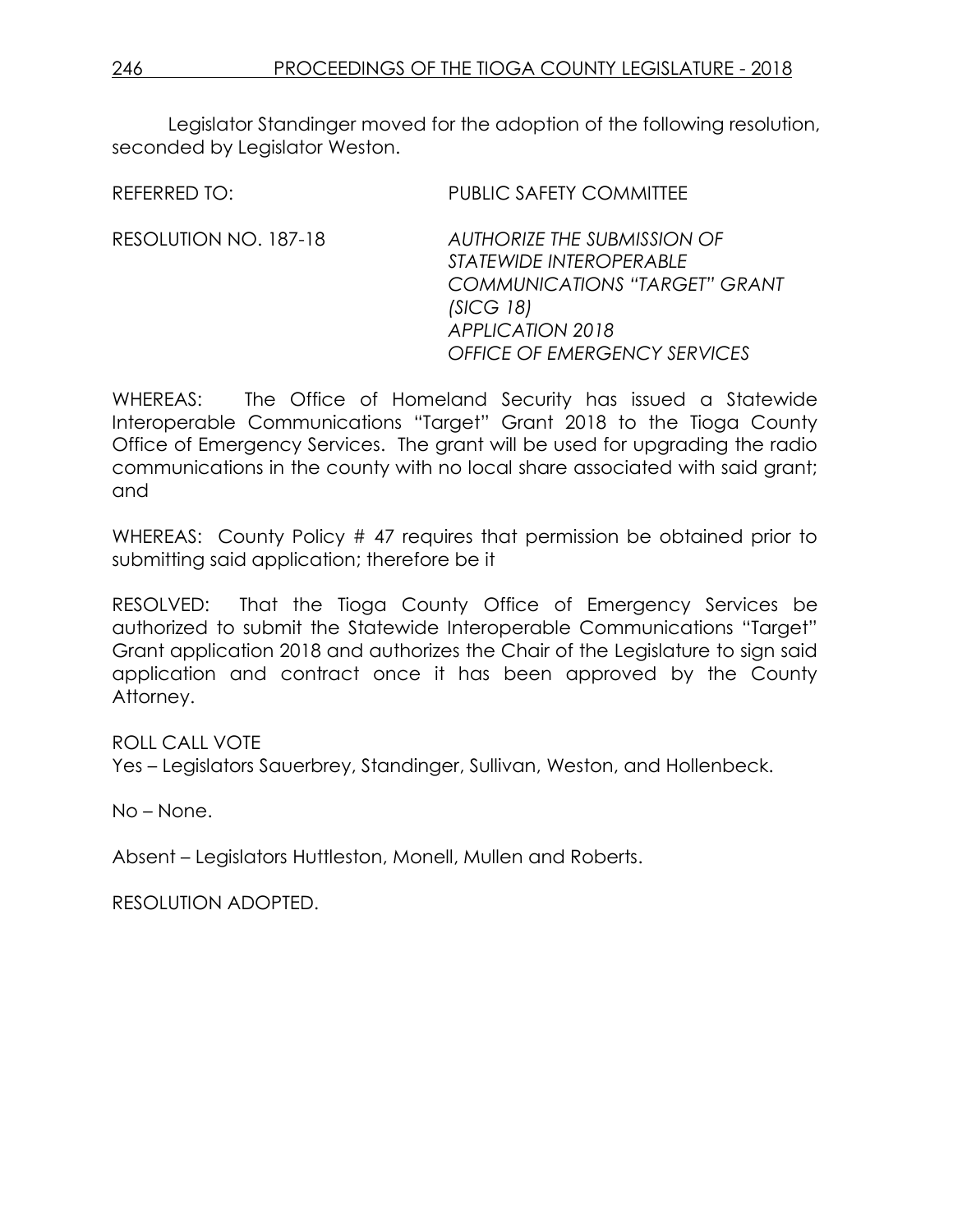Legislator Standinger moved for the adoption of the following resolution, seconded by Legislator Weston.

REFERRED TO: PUBLIC SAFETY COMMITTEE

RESOLUTION NO. 187-18 *AUTHORIZE THE SUBMISSION OF STATEWIDE INTEROPERABLE COMMUNICATIONS "TARGET" GRANT (SICG 18) APPLICATION 2018 OFFICE OF EMERGENCY SERVICES*

WHEREAS: The Office of Homeland Security has issued a Statewide Interoperable Communications "Target" Grant 2018 to the Tioga County Office of Emergency Services. The grant will be used for upgrading the radio communications in the county with no local share associated with said grant; and

WHEREAS: County Policy # 47 requires that permission be obtained prior to submitting said application; therefore be it

RESOLVED: That the Tioga County Office of Emergency Services be authorized to submit the Statewide Interoperable Communications "Target" Grant application 2018 and authorizes the Chair of the Legislature to sign said application and contract once it has been approved by the County Attorney.

ROLL CALL VOTE
Yes – Legislators Sauerbrey, Standinger, Sullivan, Weston, and Hollenbeck.

No – None.

Absent – Legislators Huttleston, Monell, Mullen and Roberts.

RESOLUTION ADOPTED.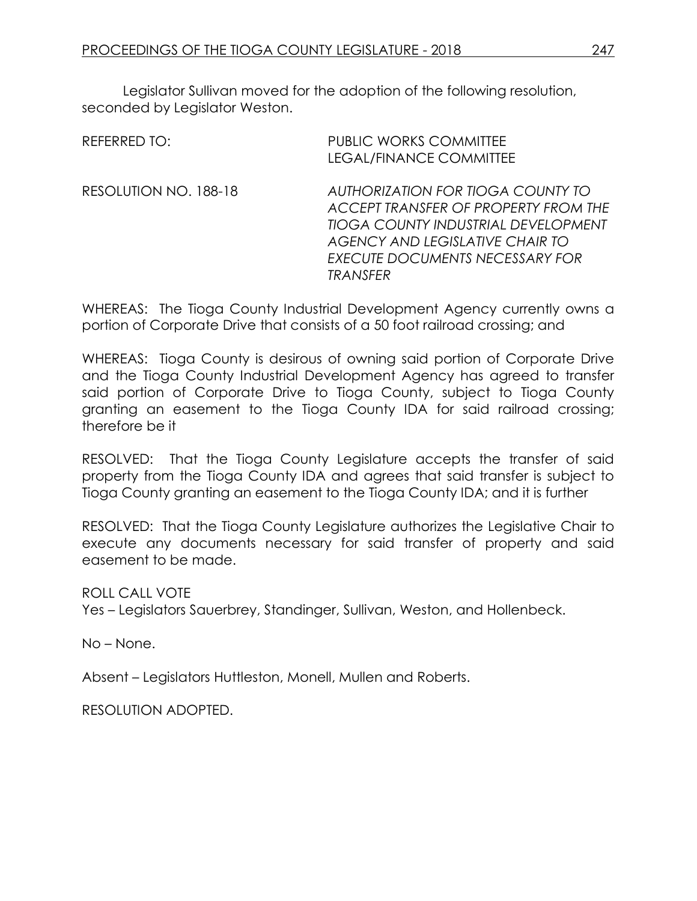Legislator Sullivan moved for the adoption of the following resolution, seconded by Legislator Weston.

REFERRED TO: PUBLIC WORKS COMMITTEE
LEGAL/FINANCE COMMITTEE

RESOLUTION NO. 188-18 *AUTHORIZATION FOR TIOGA COUNTY TO ACCEPT TRANSFER OF PROPERTY FROM THE TIOGA COUNTY INDUSTRIAL DEVELOPMENT AGENCY AND LEGISLATIVE CHAIR TO EXECUTE DOCUMENTS NECESSARY FOR TRANSFER*

WHEREAS: The Tioga County Industrial Development Agency currently owns a portion of Corporate Drive that consists of a 50 foot railroad crossing; and

WHEREAS: Tioga County is desirous of owning said portion of Corporate Drive and the Tioga County Industrial Development Agency has agreed to transfer said portion of Corporate Drive to Tioga County, subject to Tioga County granting an easement to the Tioga County IDA for said railroad crossing; therefore be it

RESOLVED: That the Tioga County Legislature accepts the transfer of said property from the Tioga County IDA and agrees that said transfer is subject to Tioga County granting an easement to the Tioga County IDA; and it is further

RESOLVED: That the Tioga County Legislature authorizes the Legislative Chair to execute any documents necessary for said transfer of property and said easement to be made.

ROLL CALL VOTE
Yes – Legislators Sauerbrey, Standinger, Sullivan, Weston, and Hollenbeck.

No – None.

Absent – Legislators Huttleston, Monell, Mullen and Roberts.

RESOLUTION ADOPTED.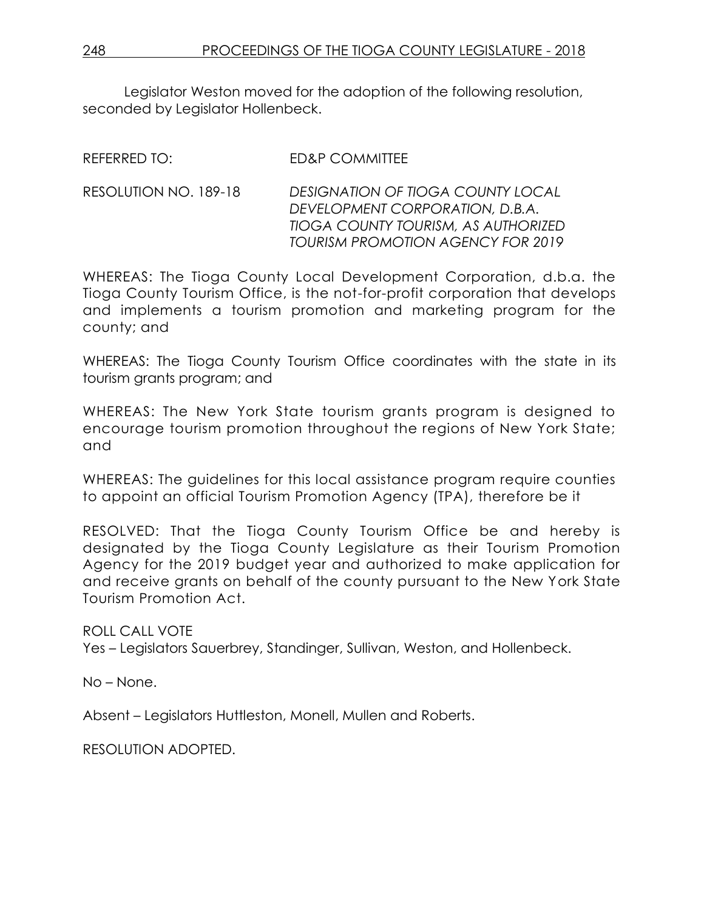Legislator Weston moved for the adoption of the following resolution, seconded by Legislator Hollenbeck.

REFERRED TO: ED&P COMMITTEE

RESOLUTION NO. 189-18 *DESIGNATION OF TIOGA COUNTY LOCAL DEVELOPMENT CORPORATION, D.B.A. TIOGA COUNTY TOURISM, AS AUTHORIZED TOURISM PROMOTION AGENCY FOR 2019*

WHEREAS: The Tioga County Local Development Corporation, d.b.a. the Tioga County Tourism Office, is the not-for-profit corporation that develops and implements a tourism promotion and marketing program for the county; and

WHEREAS: The Tioga County Tourism Office coordinates with the state in its tourism grants program; and

WHEREAS: The New York State tourism grants program is designed to encourage tourism promotion throughout the regions of New York State; and

WHEREAS: The guidelines for this local assistance program require counties to appoint an official Tourism Promotion Agency (TPA), therefore be it

RESOLVED: That the Tioga County Tourism Office be and hereby is designated by the Tioga County Legislature as their Tourism Promotion Agency for the 2019 budget year and authorized to make application for and receive grants on behalf of the county pursuant to the New York State Tourism Promotion Act.

ROLL CALL VOTE
Yes – Legislators Sauerbrey, Standinger, Sullivan, Weston, and Hollenbeck.

No – None.

Absent – Legislators Huttleston, Monell, Mullen and Roberts.

RESOLUTION ADOPTED.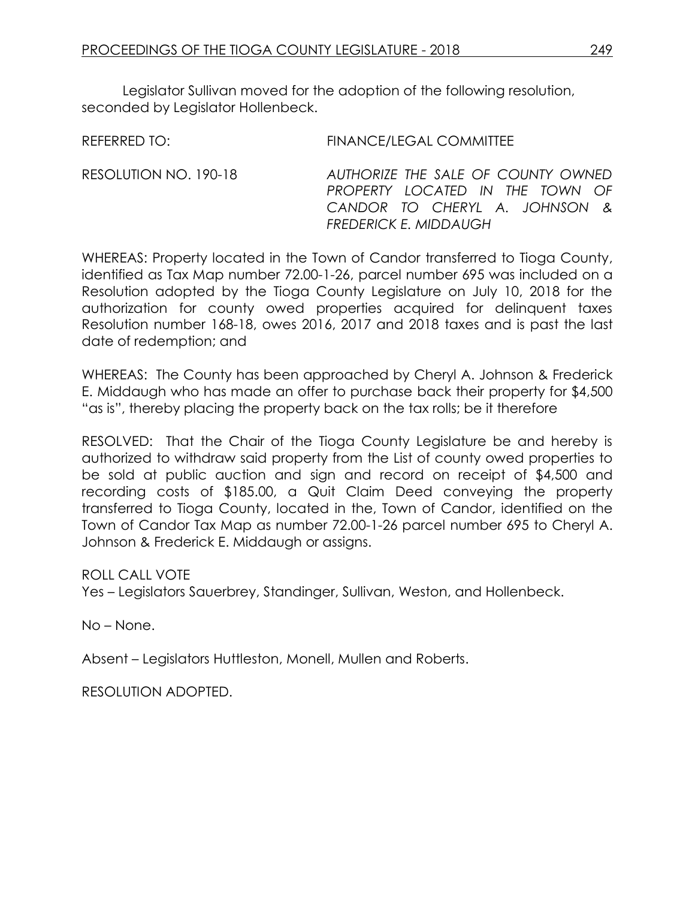Legislator Sullivan moved for the adoption of the following resolution, seconded by Legislator Hollenbeck.

REFERRED TO: FINANCE/LEGAL COMMITTEE

RESOLUTION NO. 190-18 *AUTHORIZE THE SALE OF COUNTY OWNED PROPERTY LOCATED IN THE TOWN OF CANDOR TO CHERYL A. JOHNSON & FREDERICK E. MIDDAUGH*

WHEREAS: Property located in the Town of Candor transferred to Tioga County, identified as Tax Map number 72.00-1-26, parcel number 695 was included on a Resolution adopted by the Tioga County Legislature on July 10, 2018 for the authorization for county owed properties acquired for delinquent taxes Resolution number 168-18, owes 2016, 2017 and 2018 taxes and is past the last date of redemption; and

WHEREAS: The County has been approached by Cheryl A. Johnson & Frederick E. Middaugh who has made an offer to purchase back their property for $4,500 "as is", thereby placing the property back on the tax rolls; be it therefore

RESOLVED: That the Chair of the Tioga County Legislature be and hereby is authorized to withdraw said property from the List of county owed properties to be sold at public auction and sign and record on receipt of $4,500 and recording costs of $185.00, a Quit Claim Deed conveying the property transferred to Tioga County, located in the, Town of Candor, identified on the Town of Candor Tax Map as number 72.00-1-26 parcel number 695 to Cheryl A. Johnson & Frederick E. Middaugh or assigns.

ROLL CALL VOTE
Yes – Legislators Sauerbrey, Standinger, Sullivan, Weston, and Hollenbeck.

No – None.

Absent – Legislators Huttleston, Monell, Mullen and Roberts.

RESOLUTION ADOPTED.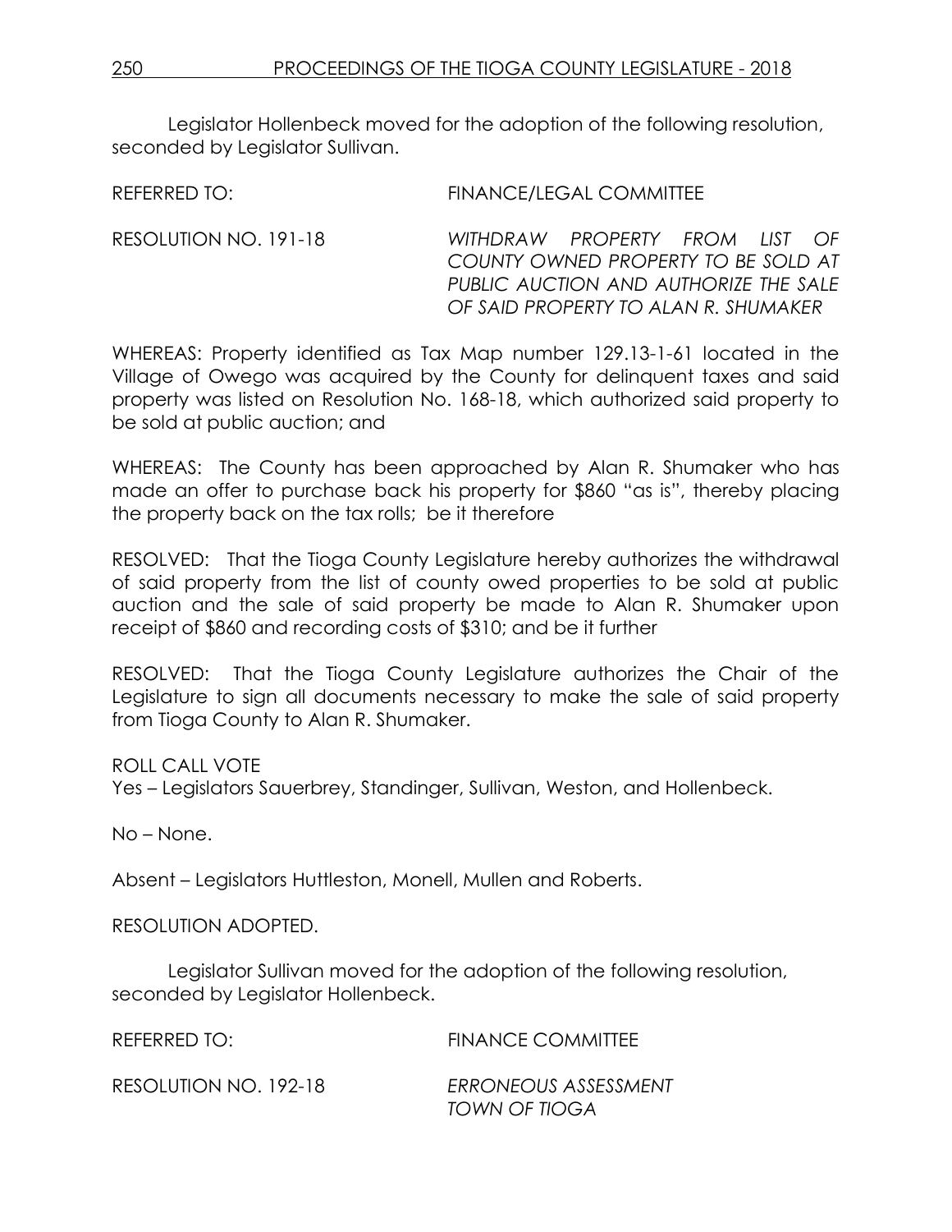Legislator Hollenbeck moved for the adoption of the following resolution, seconded by Legislator Sullivan.

REFERRED TO: FINANCE/LEGAL COMMITTEE

RESOLUTION NO. 191-18 *WITHDRAW PROPERTY FROM LIST OF COUNTY OWNED PROPERTY TO BE SOLD AT PUBLIC AUCTION AND AUTHORIZE THE SALE OF SAID PROPERTY TO ALAN R. SHUMAKER*

WHEREAS: Property identified as Tax Map number 129.13-1-61 located in the Village of Owego was acquired by the County for delinquent taxes and said property was listed on Resolution No. 168-18, which authorized said property to be sold at public auction; and

WHEREAS: The County has been approached by Alan R. Shumaker who has made an offer to purchase back his property for $860 "as is", thereby placing the property back on the tax rolls; be it therefore

RESOLVED: That the Tioga County Legislature hereby authorizes the withdrawal of said property from the list of county owed properties to be sold at public auction and the sale of said property be made to Alan R. Shumaker upon receipt of $860 and recording costs of $310; and be it further

RESOLVED: That the Tioga County Legislature authorizes the Chair of the Legislature to sign all documents necessary to make the sale of said property from Tioga County to Alan R. Shumaker.

ROLL CALL VOTE
Yes – Legislators Sauerbrey, Standinger, Sullivan, Weston, and Hollenbeck.

No – None.

Absent – Legislators Huttleston, Monell, Mullen and Roberts.

RESOLUTION ADOPTED.

Legislator Sullivan moved for the adoption of the following resolution, seconded by Legislator Hollenbeck.

REFERRED TO: FINANCE COMMITTEE

RESOLUTION NO. 192-18 *ERRONEOUS ASSESSMENT TOWN OF TIOGA*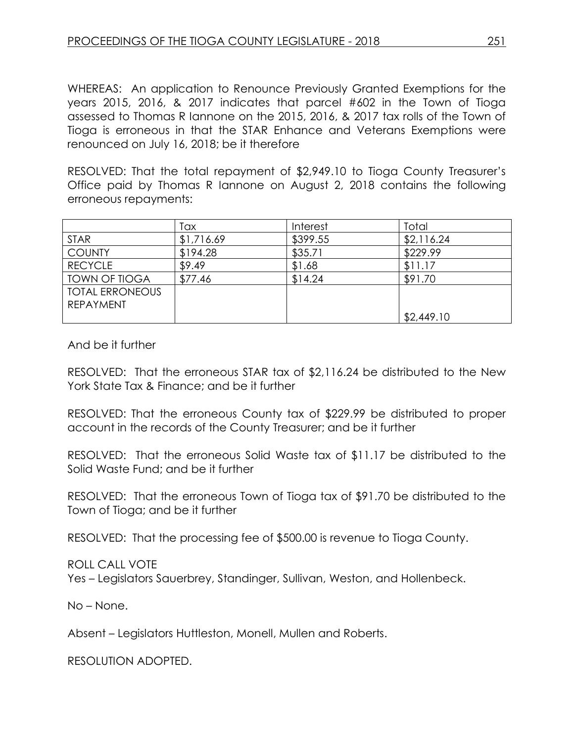WHEREAS: An application to Renounce Previously Granted Exemptions for the years 2015, 2016, & 2017 indicates that parcel #602 in the Town of Tioga assessed to Thomas R Iannone on the 2015, 2016, & 2017 tax rolls of the Town of Tioga is erroneous in that the STAR Enhance and Veterans Exemptions were renounced on July 16, 2018; be it therefore

RESOLVED: That the total repayment of $2,949.10 to Tioga County Treasurer's Office paid by Thomas R Iannone on August 2, 2018 contains the following erroneous repayments:

| | Tax | Interest | Total |
|---|---|---|---|
| STAR | $1,716.69 | $399.55 | $2,116.24 |
| COUNTY | $194.28 | $35.71 | $229.99 |
| RECYCLE | $9.49 | $1.68 | $11.17 |
| TOWN OF TIOGA | $77.46 | $14.24 | $91.70 |
| TOTAL ERRONEOUS REPAYMENT | | | $2,449.10 |

And be it further

RESOLVED: That the erroneous STAR tax of $2,116.24 be distributed to the New York State Tax & Finance; and be it further

RESOLVED: That the erroneous County tax of $229.99 be distributed to proper account in the records of the County Treasurer; and be it further

RESOLVED: That the erroneous Solid Waste tax of $11.17 be distributed to the Solid Waste Fund; and be it further

RESOLVED: That the erroneous Town of Tioga tax of $91.70 be distributed to the Town of Tioga; and be it further

RESOLVED: That the processing fee of $500.00 is revenue to Tioga County.

ROLL CALL VOTE
Yes – Legislators Sauerbrey, Standinger, Sullivan, Weston, and Hollenbeck.

No – None.

Absent – Legislators Huttleston, Monell, Mullen and Roberts.

RESOLUTION ADOPTED.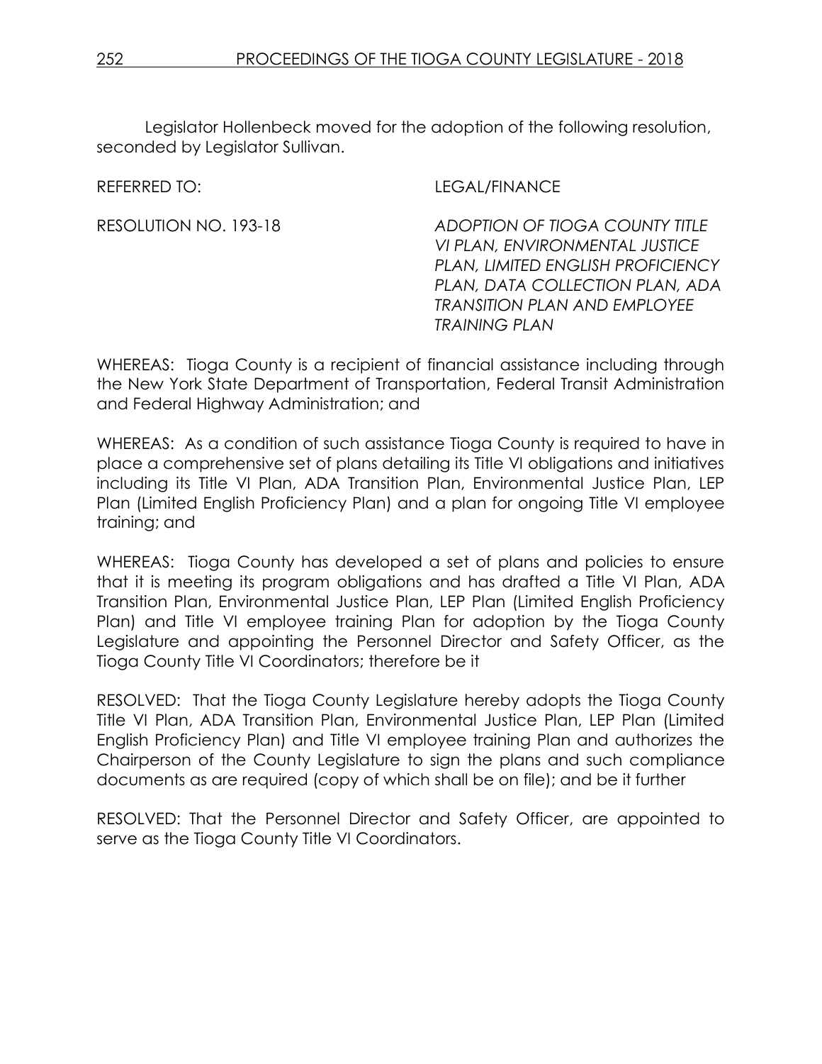Legislator Hollenbeck moved for the adoption of the following resolution, seconded by Legislator Sullivan.

REFERRED TO: LEGAL/FINANCE

RESOLUTION NO. 193-18 *ADOPTION OF TIOGA COUNTY TITLE VI PLAN, ENVIRONMENTAL JUSTICE PLAN, LIMITED ENGLISH PROFICIENCY PLAN, DATA COLLECTION PLAN, ADA TRANSITION PLAN AND EMPLOYEE TRAINING PLAN*

WHEREAS: Tioga County is a recipient of financial assistance including through the New York State Department of Transportation, Federal Transit Administration and Federal Highway Administration; and

WHEREAS: As a condition of such assistance Tioga County is required to have in place a comprehensive set of plans detailing its Title VI obligations and initiatives including its Title VI Plan, ADA Transition Plan, Environmental Justice Plan, LEP Plan (Limited English Proficiency Plan) and a plan for ongoing Title VI employee training; and

WHEREAS: Tioga County has developed a set of plans and policies to ensure that it is meeting its program obligations and has drafted a Title VI Plan, ADA Transition Plan, Environmental Justice Plan, LEP Plan (Limited English Proficiency Plan) and Title VI employee training Plan for adoption by the Tioga County Legislature and appointing the Personnel Director and Safety Officer, as the Tioga County Title VI Coordinators; therefore be it

RESOLVED: That the Tioga County Legislature hereby adopts the Tioga County Title VI Plan, ADA Transition Plan, Environmental Justice Plan, LEP Plan (Limited English Proficiency Plan) and Title VI employee training Plan and authorizes the Chairperson of the County Legislature to sign the plans and such compliance documents as are required (copy of which shall be on file); and be it further

RESOLVED: That the Personnel Director and Safety Officer, are appointed to serve as the Tioga County Title VI Coordinators.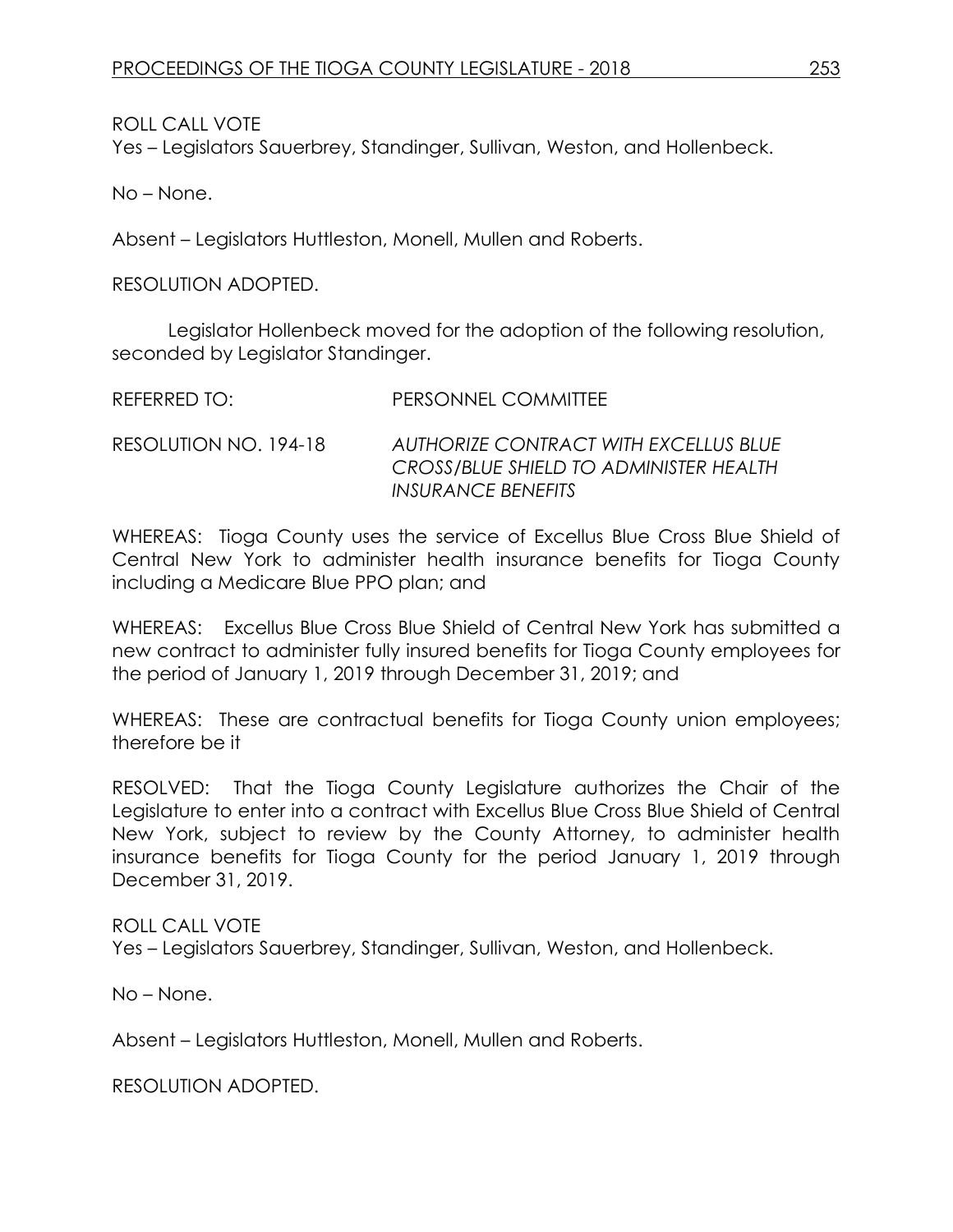ROLL CALL VOTE
Yes – Legislators Sauerbrey, Standinger, Sullivan, Weston, and Hollenbeck.

No – None.

Absent – Legislators Huttleston, Monell, Mullen and Roberts.

RESOLUTION ADOPTED.

Legislator Hollenbeck moved for the adoption of the following resolution, seconded by Legislator Standinger.

REFERRED TO: PERSONNEL COMMITTEE

RESOLUTION NO. 194-18 *AUTHORIZE CONTRACT WITH EXCELLUS BLUE CROSS/BLUE SHIELD TO ADMINISTER HEALTH INSURANCE BENEFITS*

WHEREAS: Tioga County uses the service of Excellus Blue Cross Blue Shield of Central New York to administer health insurance benefits for Tioga County including a Medicare Blue PPO plan; and

WHEREAS: Excellus Blue Cross Blue Shield of Central New York has submitted a new contract to administer fully insured benefits for Tioga County employees for the period of January 1, 2019 through December 31, 2019; and

WHEREAS: These are contractual benefits for Tioga County union employees; therefore be it

RESOLVED: That the Tioga County Legislature authorizes the Chair of the Legislature to enter into a contract with Excellus Blue Cross Blue Shield of Central New York, subject to review by the County Attorney, to administer health insurance benefits for Tioga County for the period January 1, 2019 through December 31, 2019.

ROLL CALL VOTE
Yes – Legislators Sauerbrey, Standinger, Sullivan, Weston, and Hollenbeck.

No – None.

Absent – Legislators Huttleston, Monell, Mullen and Roberts.

RESOLUTION ADOPTED.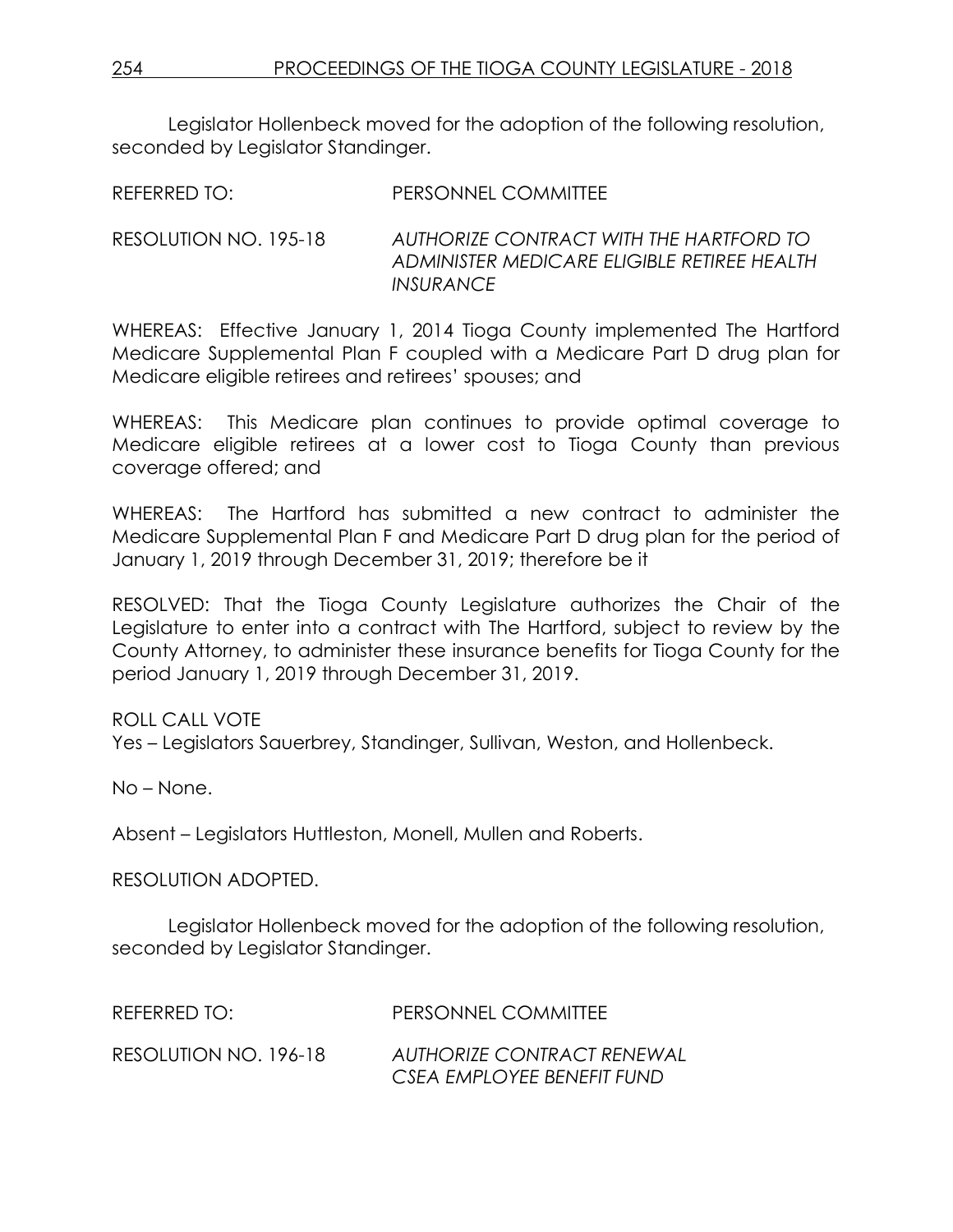Legislator Hollenbeck moved for the adoption of the following resolution, seconded by Legislator Standinger.

REFERRED TO: PERSONNEL COMMITTEE

RESOLUTION NO. 195-18 *AUTHORIZE CONTRACT WITH THE HARTFORD TO ADMINISTER MEDICARE ELIGIBLE RETIREE HEALTH INSURANCE*

WHEREAS: Effective January 1, 2014 Tioga County implemented The Hartford Medicare Supplemental Plan F coupled with a Medicare Part D drug plan for Medicare eligible retirees and retirees' spouses; and

WHEREAS: This Medicare plan continues to provide optimal coverage to Medicare eligible retirees at a lower cost to Tioga County than previous coverage offered; and

WHEREAS: The Hartford has submitted a new contract to administer the Medicare Supplemental Plan F and Medicare Part D drug plan for the period of January 1, 2019 through December 31, 2019; therefore be it

RESOLVED: That the Tioga County Legislature authorizes the Chair of the Legislature to enter into a contract with The Hartford, subject to review by the County Attorney, to administer these insurance benefits for Tioga County for the period January 1, 2019 through December 31, 2019.

ROLL CALL VOTE
Yes – Legislators Sauerbrey, Standinger, Sullivan, Weston, and Hollenbeck.

No – None.

Absent – Legislators Huttleston, Monell, Mullen and Roberts.

RESOLUTION ADOPTED.

Legislator Hollenbeck moved for the adoption of the following resolution, seconded by Legislator Standinger.

REFERRED TO: PERSONNEL COMMITTEE

RESOLUTION NO. 196-18 *AUTHORIZE CONTRACT RENEWAL CSEA EMPLOYEE BENEFIT FUND*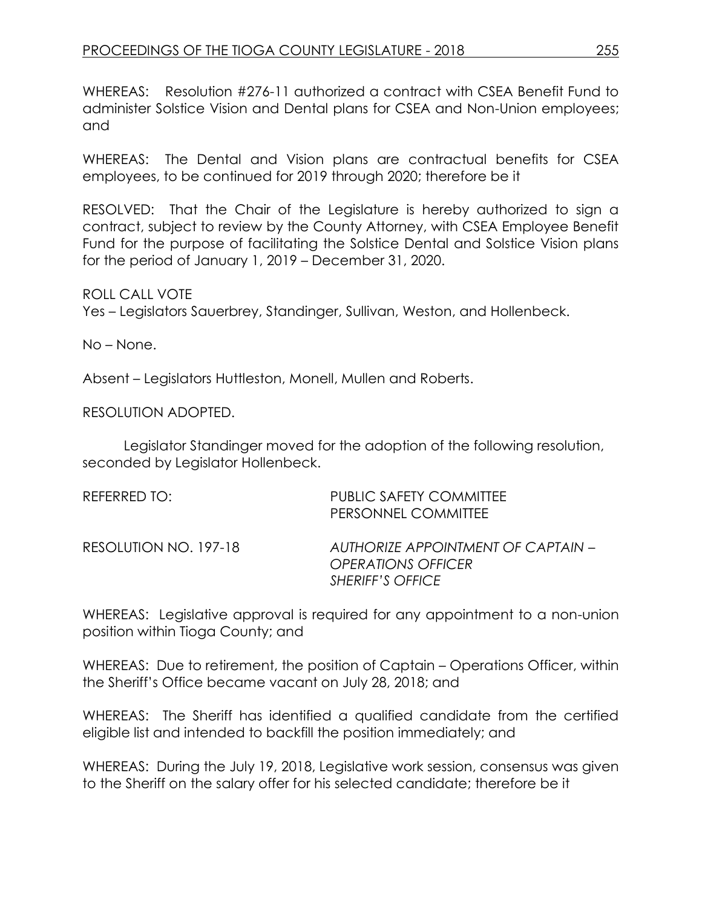WHEREAS: Resolution #276-11 authorized a contract with CSEA Benefit Fund to administer Solstice Vision and Dental plans for CSEA and Non-Union employees; and

WHEREAS: The Dental and Vision plans are contractual benefits for CSEA employees, to be continued for 2019 through 2020; therefore be it

RESOLVED: That the Chair of the Legislature is hereby authorized to sign a contract, subject to review by the County Attorney, with CSEA Employee Benefit Fund for the purpose of facilitating the Solstice Dental and Solstice Vision plans for the period of January 1, 2019 – December 31, 2020.

ROLL CALL VOTE
Yes – Legislators Sauerbrey, Standinger, Sullivan, Weston, and Hollenbeck.

No – None.

Absent – Legislators Huttleston, Monell, Mullen and Roberts.

RESOLUTION ADOPTED.

Legislator Standinger moved for the adoption of the following resolution, seconded by Legislator Hollenbeck.

REFERRED TO: PUBLIC SAFETY COMMITTEE
PERSONNEL COMMITTEE

RESOLUTION NO. 197-18 *AUTHORIZE APPOINTMENT OF CAPTAIN – OPERATIONS OFFICER SHERIFF'S OFFICE*

WHEREAS: Legislative approval is required for any appointment to a non-union position within Tioga County; and

WHEREAS: Due to retirement, the position of Captain – Operations Officer, within the Sheriff's Office became vacant on July 28, 2018; and

WHEREAS: The Sheriff has identified a qualified candidate from the certified eligible list and intended to backfill the position immediately; and

WHEREAS: During the July 19, 2018, Legislative work session, consensus was given to the Sheriff on the salary offer for his selected candidate; therefore be it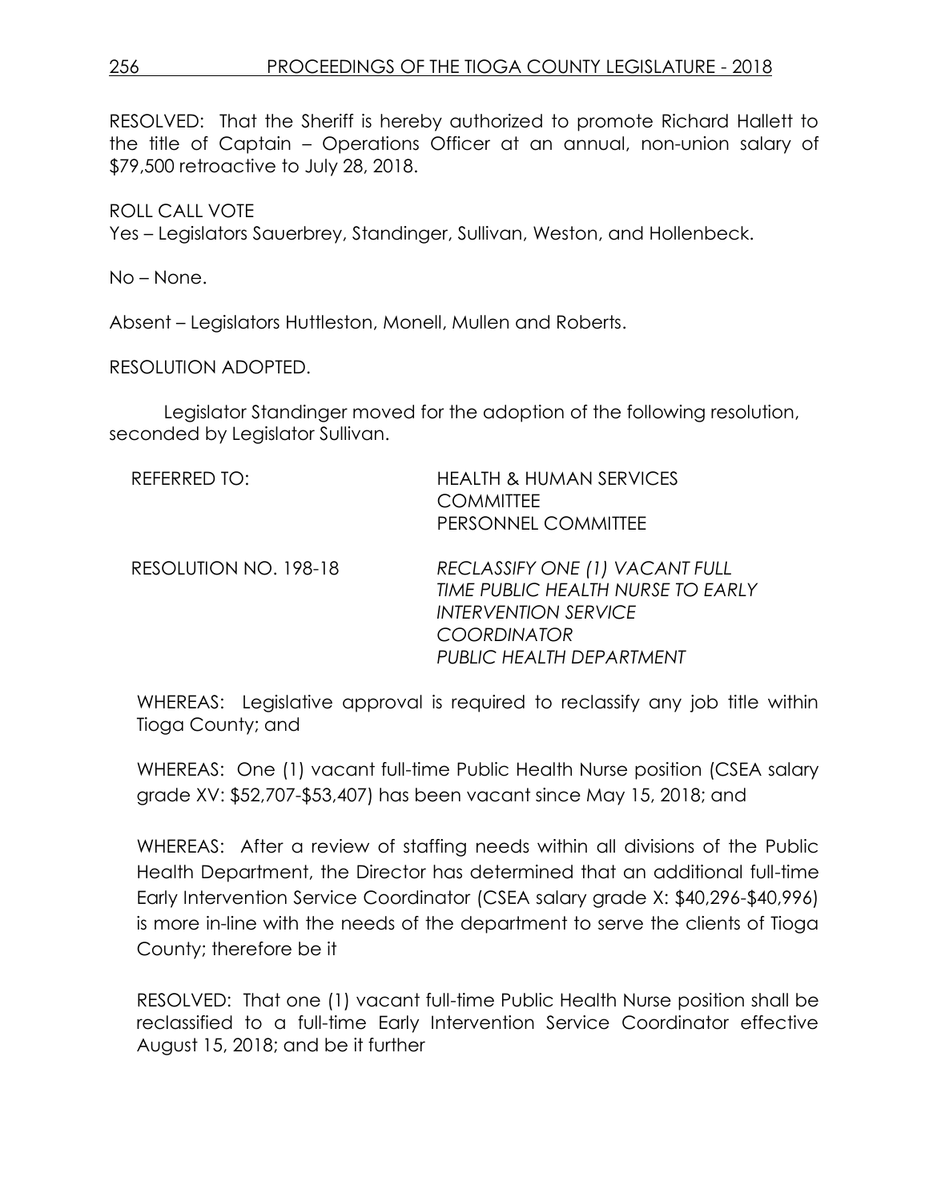RESOLVED: That the Sheriff is hereby authorized to promote Richard Hallett to the title of Captain – Operations Officer at an annual, non-union salary of $79,500 retroactive to July 28, 2018.

ROLL CALL VOTE
Yes – Legislators Sauerbrey, Standinger, Sullivan, Weston, and Hollenbeck.

No – None.

Absent – Legislators Huttleston, Monell, Mullen and Roberts.

RESOLUTION ADOPTED.

Legislator Standinger moved for the adoption of the following resolution, seconded by Legislator Sullivan.

REFERRED TO: HEALTH & HUMAN SERVICES COMMITTEE
PERSONNEL COMMITTEE

RESOLUTION NO. 198-18 *RECLASSIFY ONE (1) VACANT FULL TIME PUBLIC HEALTH NURSE TO EARLY INTERVENTION SERVICE COORDINATOR PUBLIC HEALTH DEPARTMENT*

WHEREAS: Legislative approval is required to reclassify any job title within Tioga County; and

WHEREAS: One (1) vacant full-time Public Health Nurse position (CSEA salary grade XV: $52,707-$53,407) has been vacant since May 15, 2018; and

WHEREAS: After a review of staffing needs within all divisions of the Public Health Department, the Director has determined that an additional full-time Early Intervention Service Coordinator (CSEA salary grade X: $40,296-$40,996) is more in-line with the needs of the department to serve the clients of Tioga County; therefore be it

RESOLVED: That one (1) vacant full-time Public Health Nurse position shall be reclassified to a full-time Early Intervention Service Coordinator effective August 15, 2018; and be it further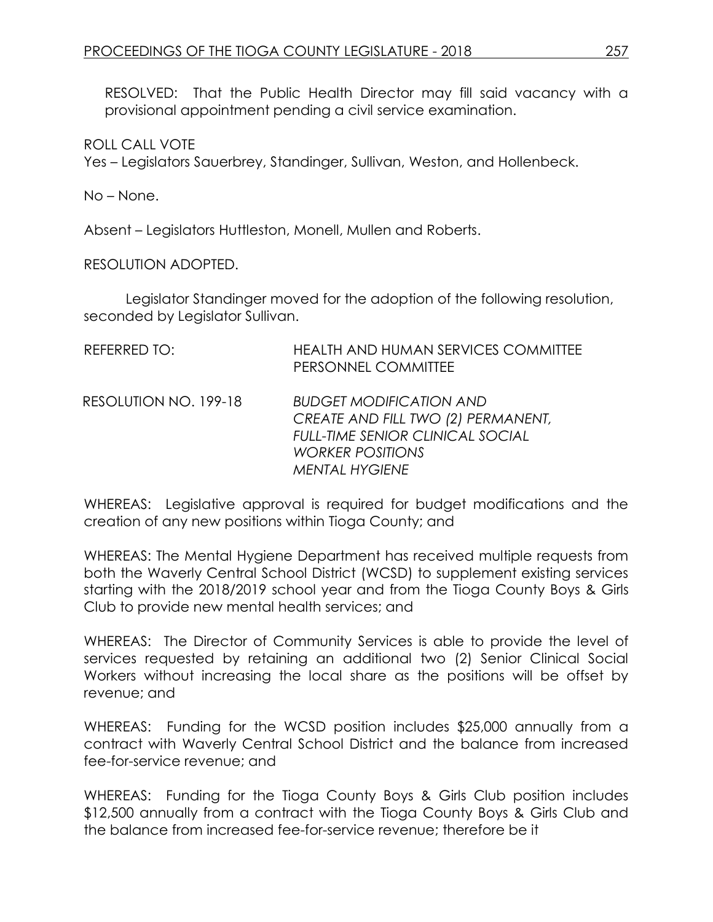RESOLVED: That the Public Health Director may fill said vacancy with a provisional appointment pending a civil service examination.

ROLL CALL VOTE
Yes – Legislators Sauerbrey, Standinger, Sullivan, Weston, and Hollenbeck.

No – None.

Absent – Legislators Huttleston, Monell, Mullen and Roberts.

RESOLUTION ADOPTED.

Legislator Standinger moved for the adoption of the following resolution, seconded by Legislator Sullivan.

REFERRED TO: HEALTH AND HUMAN SERVICES COMMITTEE
PERSONNEL COMMITTEE

RESOLUTION NO. 199-18 *BUDGET MODIFICATION AND CREATE AND FILL TWO (2) PERMANENT, FULL-TIME SENIOR CLINICAL SOCIAL WORKER POSITIONS MENTAL HYGIENE*

WHEREAS: Legislative approval is required for budget modifications and the creation of any new positions within Tioga County; and

WHEREAS: The Mental Hygiene Department has received multiple requests from both the Waverly Central School District (WCSD) to supplement existing services starting with the 2018/2019 school year and from the Tioga County Boys & Girls Club to provide new mental health services; and

WHEREAS: The Director of Community Services is able to provide the level of services requested by retaining an additional two (2) Senior Clinical Social Workers without increasing the local share as the positions will be offset by revenue; and

WHEREAS: Funding for the WCSD position includes $25,000 annually from a contract with Waverly Central School District and the balance from increased fee-for-service revenue; and

WHEREAS: Funding for the Tioga County Boys & Girls Club position includes $12,500 annually from a contract with the Tioga County Boys & Girls Club and the balance from increased fee-for-service revenue; therefore be it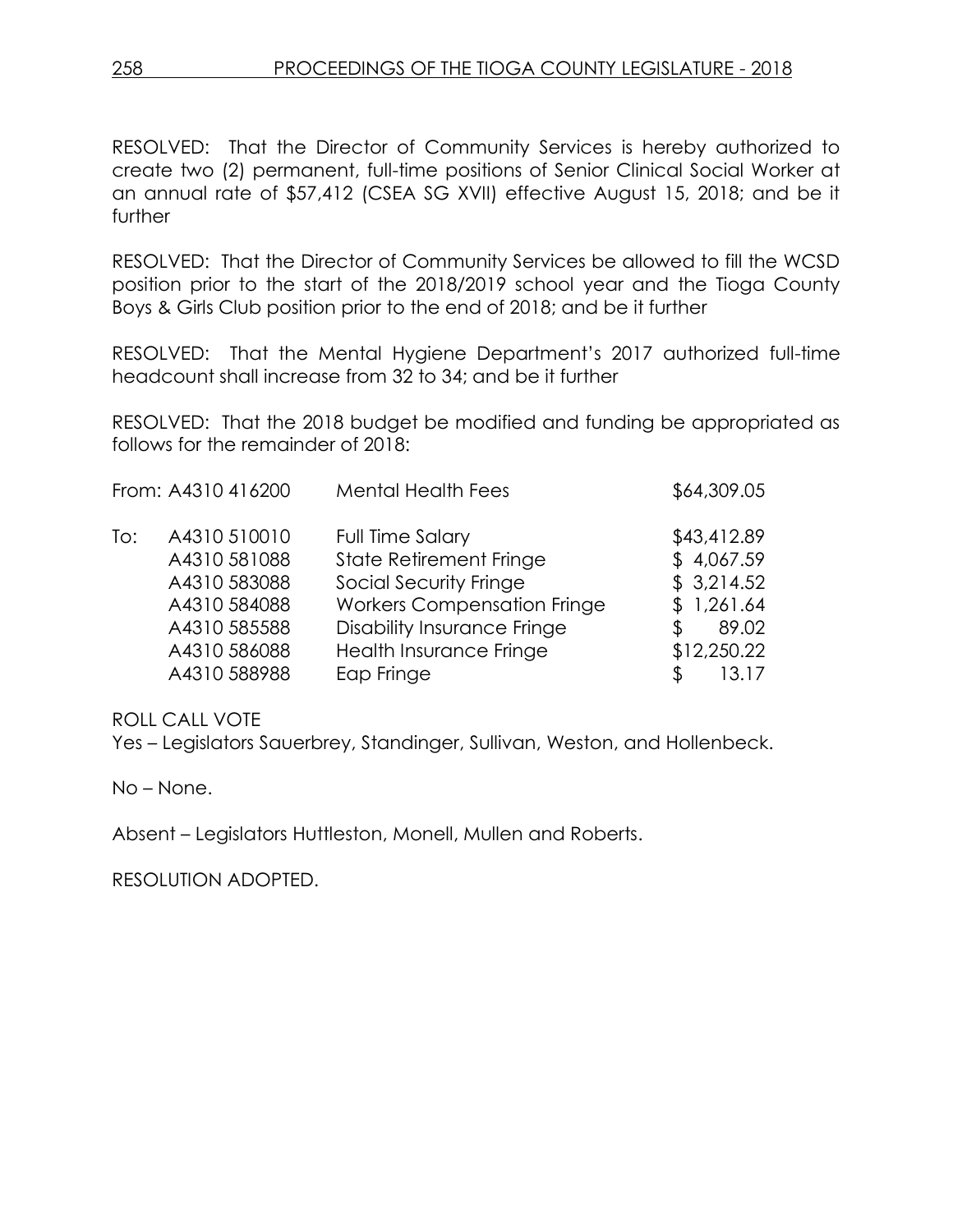RESOLVED: That the Director of Community Services is hereby authorized to create two (2) permanent, full-time positions of Senior Clinical Social Worker at an annual rate of $57,412 (CSEA SG XVII) effective August 15, 2018; and be it further

RESOLVED: That the Director of Community Services be allowed to fill the WCSD position prior to the start of the 2018/2019 school year and the Tioga County Boys & Girls Club position prior to the end of 2018; and be it further

RESOLVED: That the Mental Hygiene Department's 2017 authorized full-time headcount shall increase from 32 to 34; and be it further

RESOLVED: That the 2018 budget be modified and funding be appropriated as follows for the remainder of 2018:

| | | | |
|---|---|---|---|
| From: | A4310 416200 | Mental Health Fees | $64,309.05 |
| To: | A4310 510010 | Full Time Salary | $43,412.89 |
| | A4310 581088 | State Retirement Fringe | $ 4,067.59 |
| | A4310 583088 | Social Security Fringe | $ 3,214.52 |
| | A4310 584088 | Workers Compensation Fringe | $ 1,261.64 |
| | A4310 585588 | Disability Insurance Fringe | $ 89.02 |
| | A4310 586088 | Health Insurance Fringe | $12,250.22 |
| | A4310 588988 | Eap Fringe | $ 13.17 |

ROLL CALL VOTE

Yes – Legislators Sauerbrey, Standinger, Sullivan, Weston, and Hollenbeck.

No – None.

Absent – Legislators Huttleston, Monell, Mullen and Roberts.

RESOLUTION ADOPTED.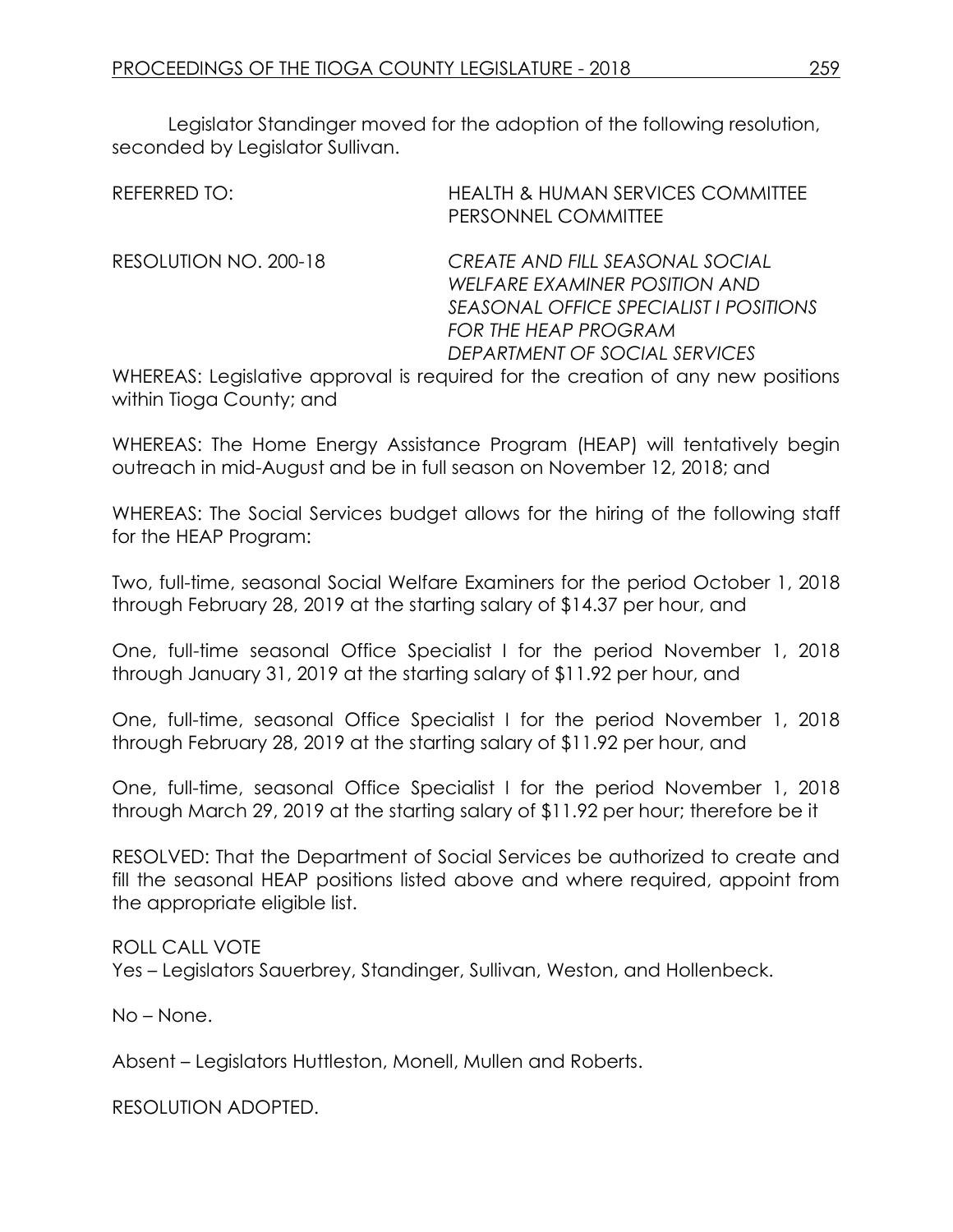Legislator Standinger moved for the adoption of the following resolution, seconded by Legislator Sullivan.

REFERRED TO: HEALTH & HUMAN SERVICES COMMITTEE
PERSONNEL COMMITTEE

RESOLUTION NO. 200-18 *CREATE AND FILL SEASONAL SOCIAL WELFARE EXAMINER POSITION AND SEASONAL OFFICE SPECIALIST I POSITIONS FOR THE HEAP PROGRAM DEPARTMENT OF SOCIAL SERVICES*

WHEREAS: Legislative approval is required for the creation of any new positions within Tioga County; and

WHEREAS: The Home Energy Assistance Program (HEAP) will tentatively begin outreach in mid-August and be in full season on November 12, 2018; and

WHEREAS: The Social Services budget allows for the hiring of the following staff for the HEAP Program:

Two, full-time, seasonal Social Welfare Examiners for the period October 1, 2018 through February 28, 2019 at the starting salary of $14.37 per hour, and

One, full-time seasonal Office Specialist I for the period November 1, 2018 through January 31, 2019 at the starting salary of $11.92 per hour, and

One, full-time, seasonal Office Specialist I for the period November 1, 2018 through February 28, 2019 at the starting salary of $11.92 per hour, and

One, full-time, seasonal Office Specialist I for the period November 1, 2018 through March 29, 2019 at the starting salary of $11.92 per hour; therefore be it

RESOLVED: That the Department of Social Services be authorized to create and fill the seasonal HEAP positions listed above and where required, appoint from the appropriate eligible list.

ROLL CALL VOTE
Yes – Legislators Sauerbrey, Standinger, Sullivan, Weston, and Hollenbeck.

No – None.

Absent – Legislators Huttleston, Monell, Mullen and Roberts.

RESOLUTION ADOPTED.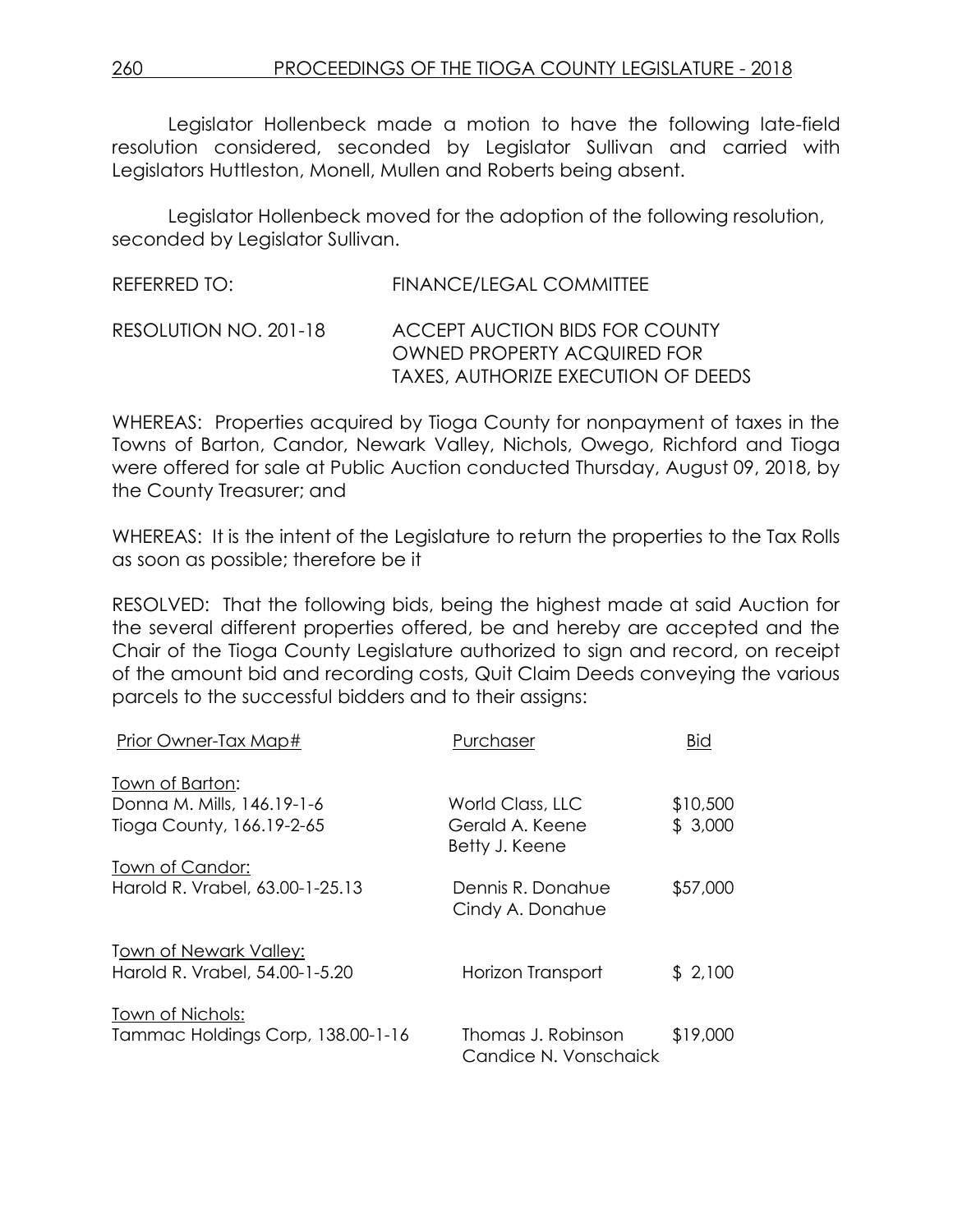Legislator Hollenbeck made a motion to have the following late-field resolution considered, seconded by Legislator Sullivan and carried with Legislators Huttleston, Monell, Mullen and Roberts being absent.

Legislator Hollenbeck moved for the adoption of the following resolution, seconded by Legislator Sullivan.

REFERRED TO: FINANCE/LEGAL COMMITTEE

RESOLUTION NO. 201-18 ACCEPT AUCTION BIDS FOR COUNTY OWNED PROPERTY ACQUIRED FOR TAXES, AUTHORIZE EXECUTION OF DEEDS

WHEREAS: Properties acquired by Tioga County for nonpayment of taxes in the Towns of Barton, Candor, Newark Valley, Nichols, Owego, Richford and Tioga were offered for sale at Public Auction conducted Thursday, August 09, 2018, by the County Treasurer; and

WHEREAS: It is the intent of the Legislature to return the properties to the Tax Rolls as soon as possible; therefore be it

RESOLVED: That the following bids, being the highest made at said Auction for the several different properties offered, be and hereby are accepted and the Chair of the Tioga County Legislature authorized to sign and record, on receipt of the amount bid and recording costs, Quit Claim Deeds conveying the various parcels to the successful bidders and to their assigns:

| Prior Owner-Tax Map# | Purchaser | Bid |
|---|---|---|
| Town of Barton: | | |
| Donna M. Mills, 146.19-1-6 | World Class, LLC | $10,500 |
| Tioga County, 166.19-2-65 | Gerald A. Keene<br>Betty J. Keene | $ 3,000 |
| Town of Candor: | | |
| Harold R. Vrabel, 63.00-1-25.13 | Dennis R. Donahue<br>Cindy A. Donahue | $57,000 |
| Town of Newark Valley: | | |
| Harold R. Vrabel, 54.00-1-5.20 | Horizon Transport | $ 2,100 |
| Town of Nichols: | | |
| Tammac Holdings Corp, 138.00-1-16 | Thomas J. Robinson<br>Candice N. Vonschaick | $19,000 |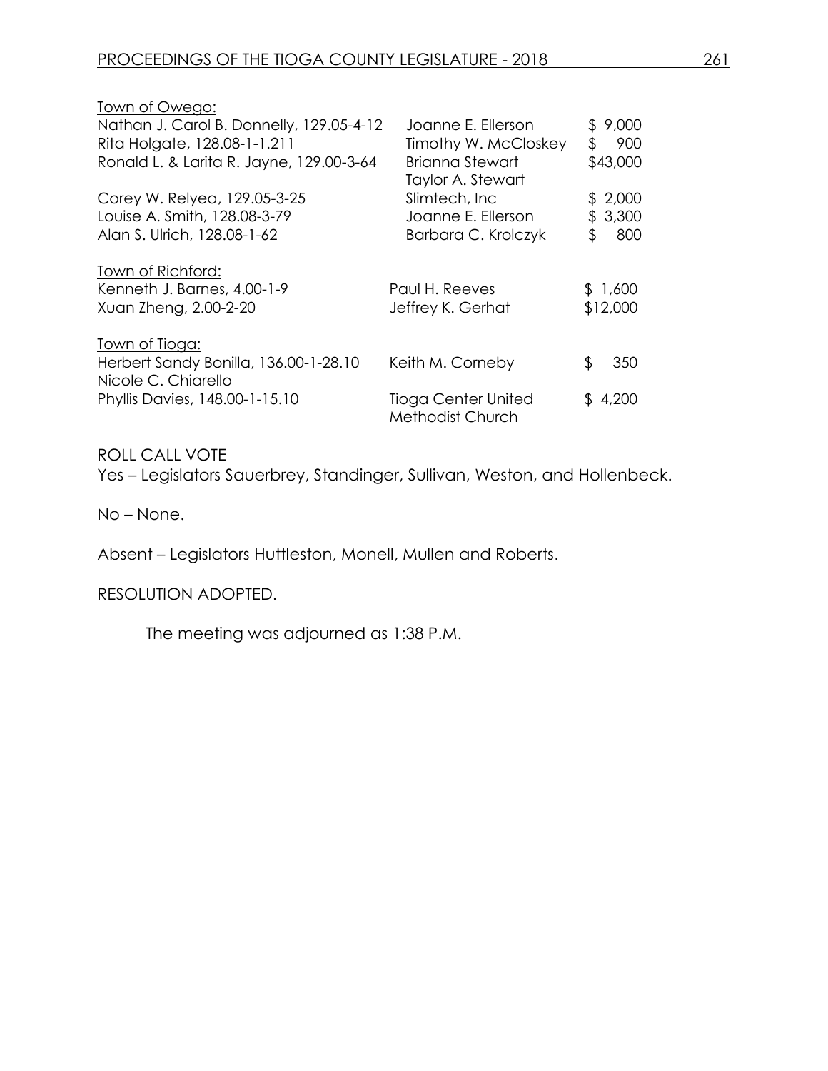| | | |
|---|---|---|
| Town of Owego: | | |
| Nathan J. Carol B. Donnelly, 129.05-4-12 | Joanne E. Ellerson | $ 9,000 |
| Rita Holgate, 128.08-1-1.211 | Timothy W. McCloskey | $ 900 |
| Ronald L. & Larita R. Jayne, 129.00-3-64 | Brianna Stewart<br>Taylor A. Stewart | $43,000 |
| Corey W. Relyea, 129.05-3-25 | Slimtech, Inc | $ 2,000 |
| Louise A. Smith, 128.08-3-79 | Joanne E. Ellerson | $ 3,300 |
| Alan S. Ulrich, 128.08-1-62 | Barbara C. Krolczyk | $ 800 |
| Town of Richford: | | |
| Kenneth J. Barnes, 4.00-1-9 | Paul H. Reeves | $ 1,600 |
| Xuan Zheng, 2.00-2-20 | Jeffrey K. Gerhat | $12,000 |
| Town of Tioga: | | |
| Herbert Sandy Bonilla, 136.00-1-28.10<br>Nicole C. Chiarello | Keith M. Corneby | $ 350 |
| Phyllis Davies, 148.00-1-15.10 | Tioga Center United Methodist Church | $ 4,200 |

ROLL CALL VOTE

Yes – Legislators Sauerbrey, Standinger, Sullivan, Weston, and Hollenbeck.

No – None.

Absent – Legislators Huttleston, Monell, Mullen and Roberts.

RESOLUTION ADOPTED.

The meeting was adjourned as 1:38 P.M.